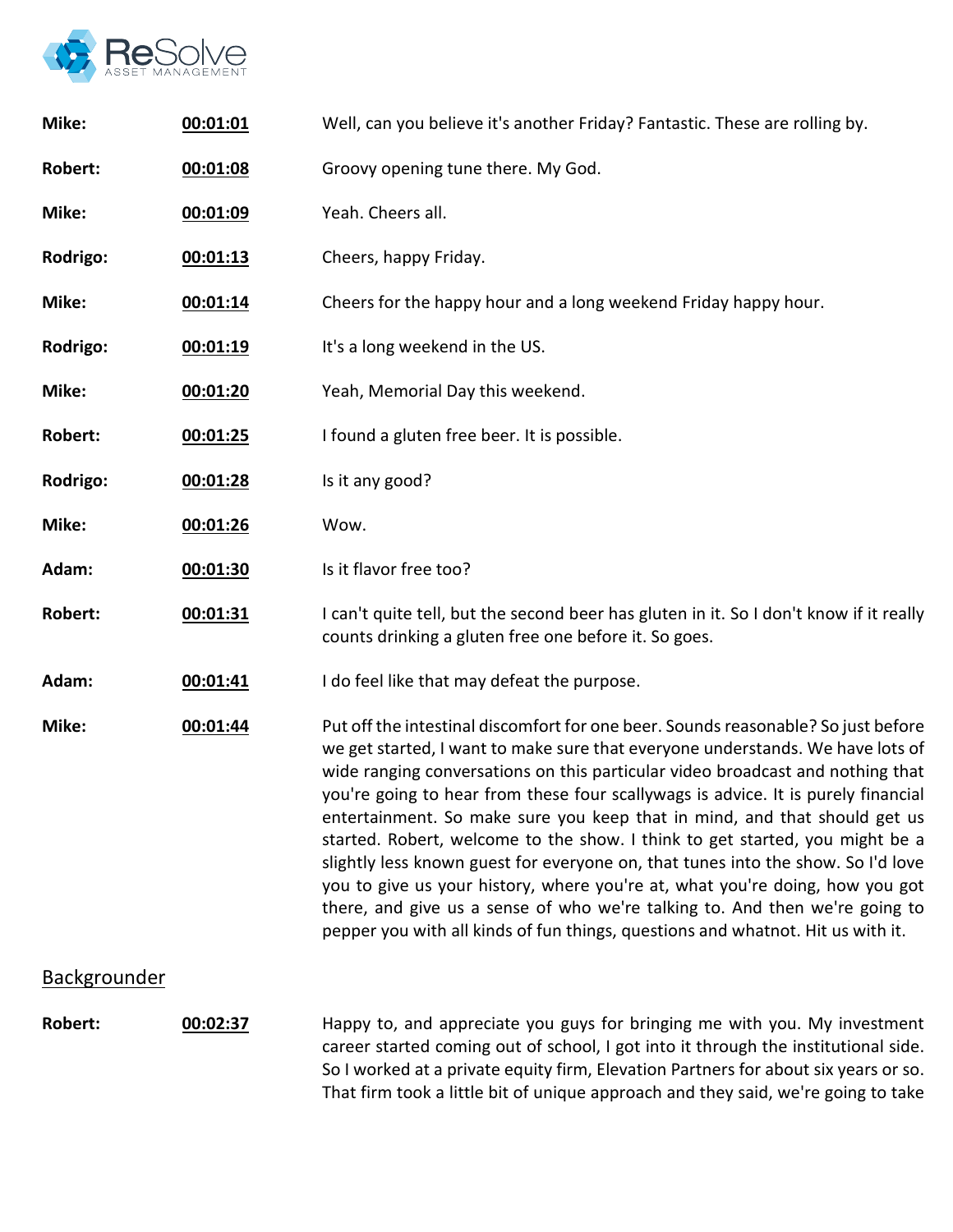| | | |
|---|---|---|
| **Mike:** | **00:01:01** | Well, can you believe it's another Friday? Fantastic. These are rolling by. |
| **Robert:** | **00:01:08** | Groovy opening tune there. My God. |
| **Mike:** | **00:01:09** | Yeah. Cheers all. |
| **Rodrigo:** | **00:01:13** | Cheers, happy Friday. |
| **Mike:** | **00:01:14** | Cheers for the happy hour and a long weekend Friday happy hour. |
| **Rodrigo:** | **00:01:19** | It's a long weekend in the US. |
| **Mike:** | **00:01:20** | Yeah, Memorial Day this weekend. |
| **Robert:** | **00:01:25** | I found a gluten free beer. It is possible. |
| **Rodrigo:** | **00:01:28** | Is it any good? |
| **Mike:** | **00:01:26** | Wow. |
| **Adam:** | **00:01:30** | Is it flavor free too? |
| **Robert:** | **00:01:31** | I can't quite tell, but the second beer has gluten in it. So I don't know if it really counts drinking a gluten free one before it. So goes. |
| **Adam:** | **00:01:41** | I do feel like that may defeat the purpose. |
| **Mike:** | **00:01:44** | Put off the intestinal discomfort for one beer. Sounds reasonable? So just before we get started, I want to make sure that everyone understands. We have lots of wide ranging conversations on this particular video broadcast and nothing that you're going to hear from these four scallywags is advice. It is purely financial entertainment. So make sure you keep that in mind, and that should get us started. Robert, welcome to the show. I think to get started, you might be a slightly less known guest for everyone on, that tunes into the show. So I'd love you to give us your history, where you're at, what you're doing, how you got there, and give us a sense of who we're talking to. And then we're going to pepper you with all kinds of fun things, questions and whatnot. Hit us with it. |

## Backgrounder

| | | |
|---|---|---|
| **Robert:** | **00:02:37** | Happy to, and appreciate you guys for bringing me with you. My investment career started coming out of school, I got into it through the institutional side. So I worked at a private equity firm, Elevation Partners for about six years or so. That firm took a little bit of unique approach and they said, we're going to take |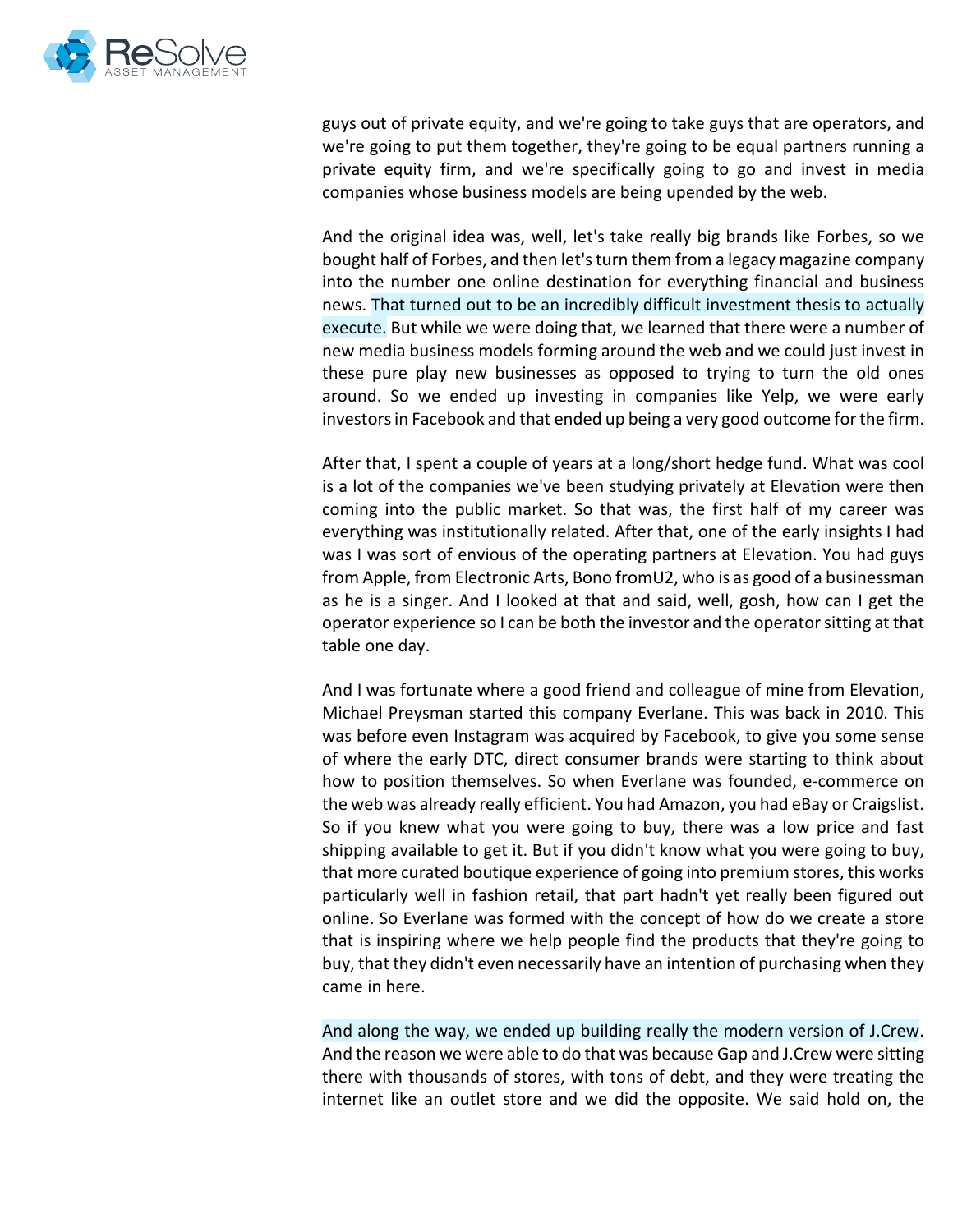guys out of private equity, and we're going to take guys that are operators, and we're going to put them together, they're going to be equal partners running a private equity firm, and we're specifically going to go and invest in media companies whose business models are being upended by the web.

And the original idea was, well, let's take really big brands like Forbes, so we bought half of Forbes, and then let's turn them from a legacy magazine company into the number one online destination for everything financial and business news. That turned out to be an incredibly difficult investment thesis to actually execute. But while we were doing that, we learned that there were a number of new media business models forming around the web and we could just invest in these pure play new businesses as opposed to trying to turn the old ones around. So we ended up investing in companies like Yelp, we were early investors in Facebook and that ended up being a very good outcome for the firm.

After that, I spent a couple of years at a long/short hedge fund. What was cool is a lot of the companies we've been studying privately at Elevation were then coming into the public market. So that was, the first half of my career was everything was institutionally related. After that, one of the early insights I had was I was sort of envious of the operating partners at Elevation. You had guys from Apple, from Electronic Arts, Bono fromU2, who is as good of a businessman as he is a singer. And I looked at that and said, well, gosh, how can I get the operator experience so I can be both the investor and the operator sitting at that table one day.

And I was fortunate where a good friend and colleague of mine from Elevation, Michael Preysman started this company Everlane. This was back in 2010. This was before even Instagram was acquired by Facebook, to give you some sense of where the early DTC, direct consumer brands were starting to think about how to position themselves. So when Everlane was founded, e-commerce on the web was already really efficient. You had Amazon, you had eBay or Craigslist. So if you knew what you were going to buy, there was a low price and fast shipping available to get it. But if you didn't know what you were going to buy, that more curated boutique experience of going into premium stores, this works particularly well in fashion retail, that part hadn't yet really been figured out online. So Everlane was formed with the concept of how do we create a store that is inspiring where we help people find the products that they're going to buy, that they didn't even necessarily have an intention of purchasing when they came in here.

And along the way, we ended up building really the modern version of J.Crew. And the reason we were able to do that was because Gap and J.Crew were sitting there with thousands of stores, with tons of debt, and they were treating the internet like an outlet store and we did the opposite. We said hold on, the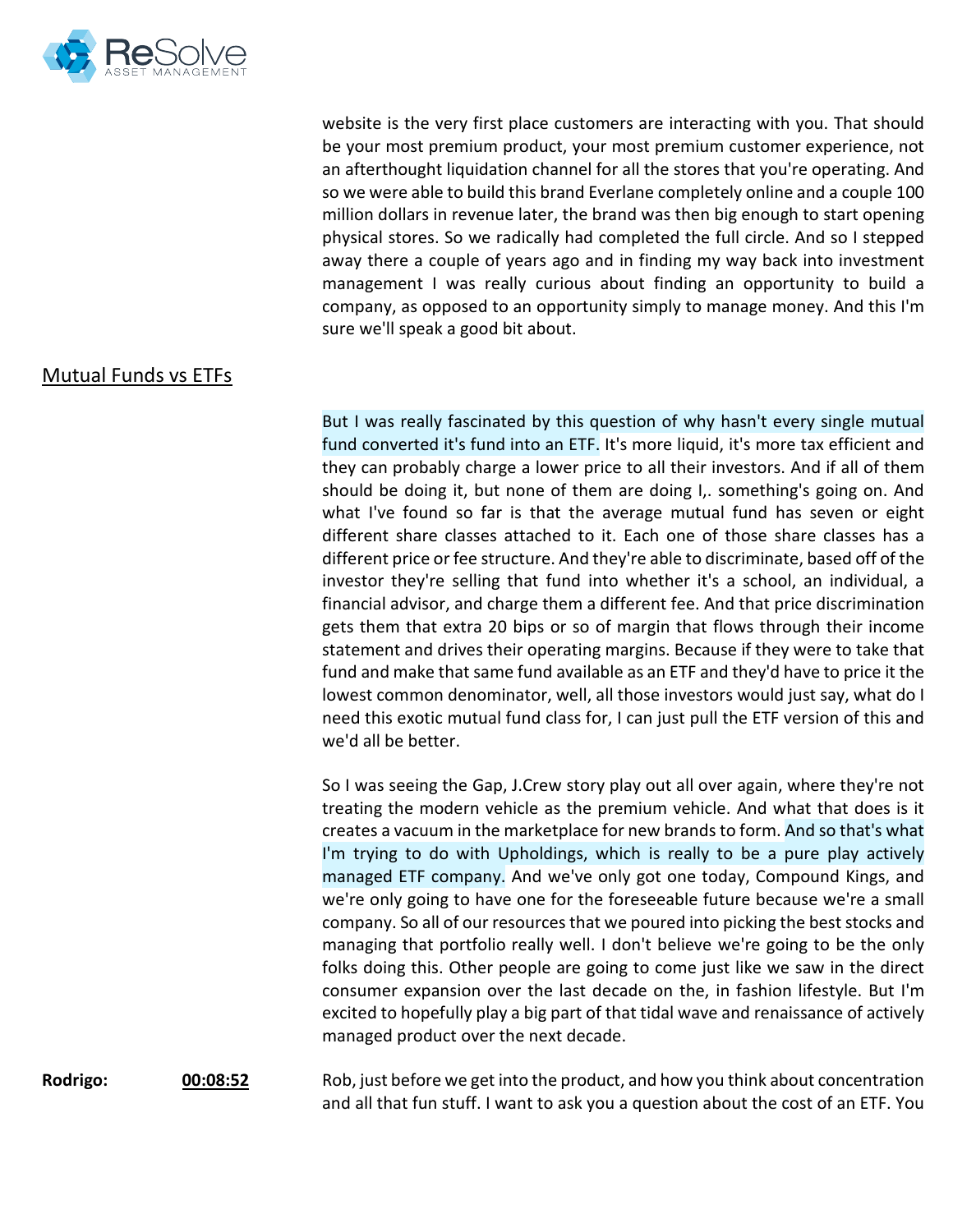website is the very first place customers are interacting with you. That should be your most premium product, your most premium customer experience, not an afterthought liquidation channel for all the stores that you're operating. And so we were able to build this brand Everlane completely online and a couple 100 million dollars in revenue later, the brand was then big enough to start opening physical stores. So we radically had completed the full circle. And so I stepped away there a couple of years ago and in finding my way back into investment management I was really curious about finding an opportunity to build a company, as opposed to an opportunity simply to manage money. And this I'm sure we'll speak a good bit about.

## Mutual Funds vs ETFs

But I was really fascinated by this question of why hasn't every single mutual fund converted it's fund into an ETF. It's more liquid, it's more tax efficient and they can probably charge a lower price to all their investors. And if all of them should be doing it, but none of them are doing I,. something's going on. And what I've found so far is that the average mutual fund has seven or eight different share classes attached to it. Each one of those share classes has a different price or fee structure. And they're able to discriminate, based off of the investor they're selling that fund into whether it's a school, an individual, a financial advisor, and charge them a different fee. And that price discrimination gets them that extra 20 bips or so of margin that flows through their income statement and drives their operating margins. Because if they were to take that fund and make that same fund available as an ETF and they'd have to price it the lowest common denominator, well, all those investors would just say, what do I need this exotic mutual fund class for, I can just pull the ETF version of this and we'd all be better.

So I was seeing the Gap, J.Crew story play out all over again, where they're not treating the modern vehicle as the premium vehicle. And what that does is it creates a vacuum in the marketplace for new brands to form. And so that's what I'm trying to do with Upholdings, which is really to be a pure play actively managed ETF company. And we've only got one today, Compound Kings, and we're only going to have one for the foreseeable future because we're a small company. So all of our resources that we poured into picking the best stocks and managing that portfolio really well. I don't believe we're going to be the only folks doing this. Other people are going to come just like we saw in the direct consumer expansion over the last decade on the, in fashion lifestyle. But I'm excited to hopefully play a big part of that tidal wave and renaissance of actively managed product over the next decade.

**Rodrigo:** **00:08:52** Rob, just before we get into the product, and how you think about concentration and all that fun stuff. I want to ask you a question about the cost of an ETF. You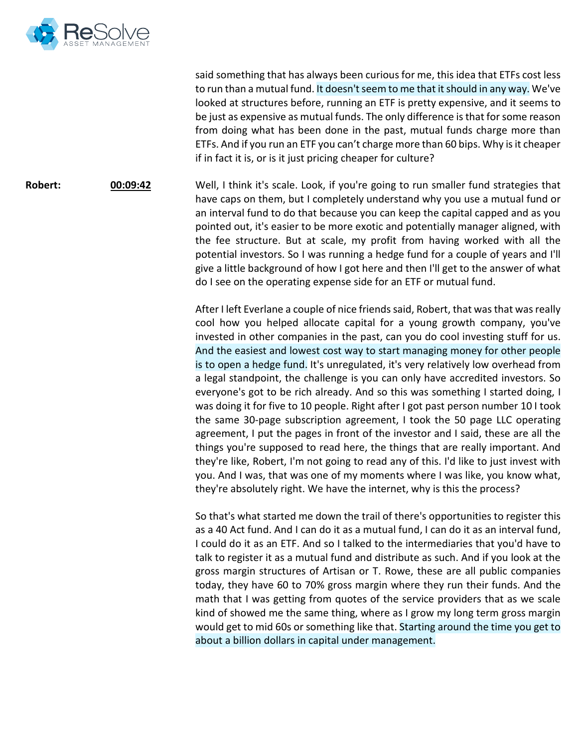said something that has always been curious for me, this idea that ETFs cost less to run than a mutual fund. It doesn't seem to me that it should in any way. We've looked at structures before, running an ETF is pretty expensive, and it seems to be just as expensive as mutual funds. The only difference is that for some reason from doing what has been done in the past, mutual funds charge more than ETFs. And if you run an ETF you can't charge more than 60 bips. Why is it cheaper if in fact it is, or is it just pricing cheaper for culture?

**Robert:** **00:09:42** Well, I think it's scale. Look, if you're going to run smaller fund strategies that have caps on them, but I completely understand why you use a mutual fund or an interval fund to do that because you can keep the capital capped and as you pointed out, it's easier to be more exotic and potentially manager aligned, with the fee structure. But at scale, my profit from having worked with all the potential investors. So I was running a hedge fund for a couple of years and I'll give a little background of how I got here and then I'll get to the answer of what do I see on the operating expense side for an ETF or mutual fund.

After I left Everlane a couple of nice friends said, Robert, that was that was really cool how you helped allocate capital for a young growth company, you've invested in other companies in the past, can you do cool investing stuff for us. And the easiest and lowest cost way to start managing money for other people is to open a hedge fund. It's unregulated, it's very relatively low overhead from a legal standpoint, the challenge is you can only have accredited investors. So everyone's got to be rich already. And so this was something I started doing, I was doing it for five to 10 people. Right after I got past person number 10 I took the same 30-page subscription agreement, I took the 50 page LLC operating agreement, I put the pages in front of the investor and I said, these are all the things you're supposed to read here, the things that are really important. And they're like, Robert, I'm not going to read any of this. I'd like to just invest with you. And I was, that was one of my moments where I was like, you know what, they're absolutely right. We have the internet, why is this the process?

So that's what started me down the trail of there's opportunities to register this as a 40 Act fund. And I can do it as a mutual fund, I can do it as an interval fund, I could do it as an ETF. And so I talked to the intermediaries that you'd have to talk to register it as a mutual fund and distribute as such. And if you look at the gross margin structures of Artisan or T. Rowe, these are all public companies today, they have 60 to 70% gross margin where they run their funds. And the math that I was getting from quotes of the service providers that as we scale kind of showed me the same thing, where as I grow my long term gross margin would get to mid 60s or something like that. Starting around the time you get to about a billion dollars in capital under management.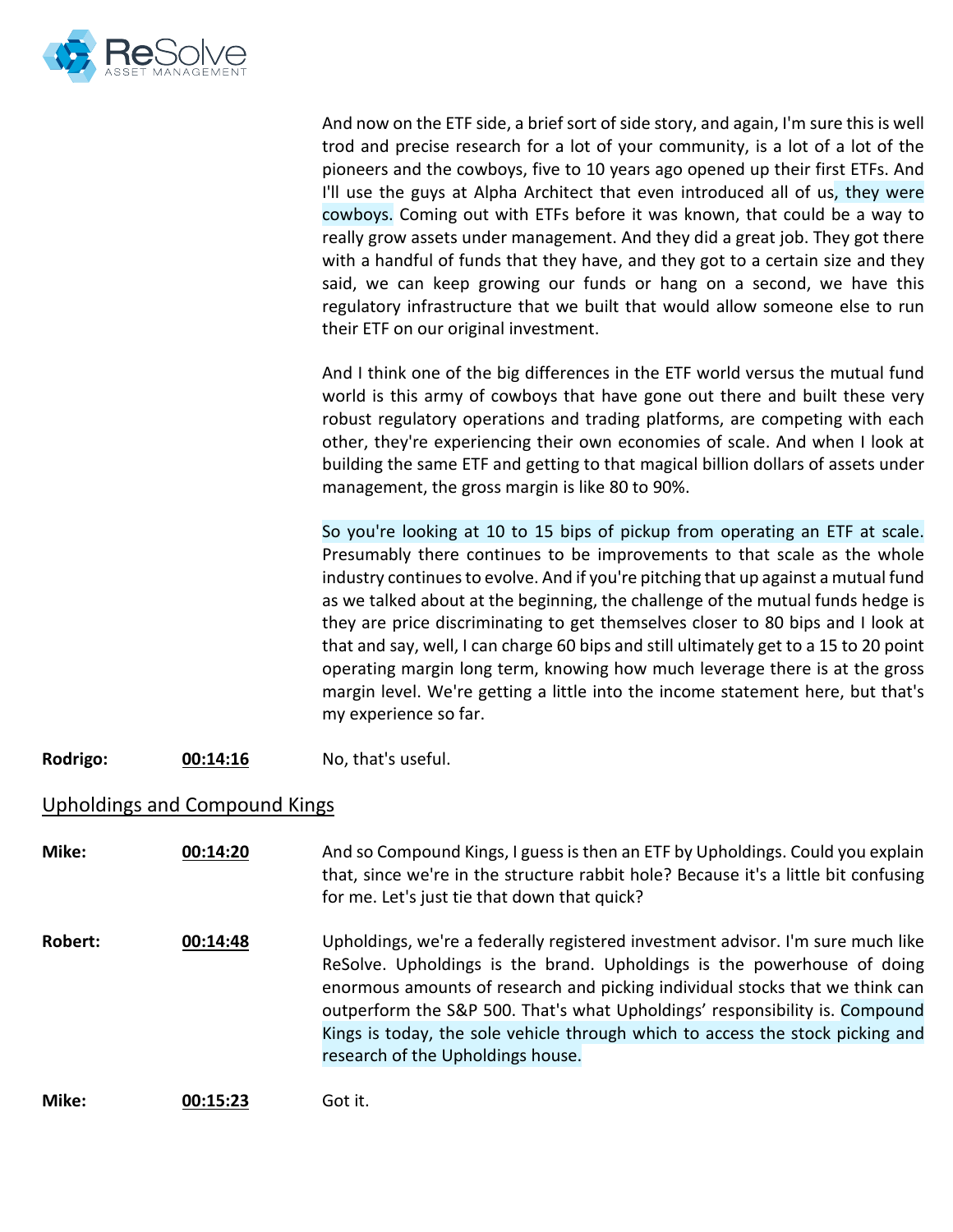And now on the ETF side, a brief sort of side story, and again, I'm sure this is well trod and precise research for a lot of your community, is a lot of a lot of the pioneers and the cowboys, five to 10 years ago opened up their first ETFs. And I'll use the guys at Alpha Architect that even introduced all of us, they were cowboys. Coming out with ETFs before it was known, that could be a way to really grow assets under management. And they did a great job. They got there with a handful of funds that they have, and they got to a certain size and they said, we can keep growing our funds or hang on a second, we have this regulatory infrastructure that we built that would allow someone else to run their ETF on our original investment.

And I think one of the big differences in the ETF world versus the mutual fund world is this army of cowboys that have gone out there and built these very robust regulatory operations and trading platforms, are competing with each other, they're experiencing their own economies of scale. And when I look at building the same ETF and getting to that magical billion dollars of assets under management, the gross margin is like 80 to 90%.

So you're looking at 10 to 15 bips of pickup from operating an ETF at scale. Presumably there continues to be improvements to that scale as the whole industry continues to evolve. And if you're pitching that up against a mutual fund as we talked about at the beginning, the challenge of the mutual funds hedge is they are price discriminating to get themselves closer to 80 bips and I look at that and say, well, I can charge 60 bips and still ultimately get to a 15 to 20 point operating margin long term, knowing how much leverage there is at the gross margin level. We're getting a little into the income statement here, but that's my experience so far.

**Rodrigo:** **00:14:16** No, that's useful.

## Upholdings and Compound Kings

**Mike:** **00:14:20** And so Compound Kings, I guess is then an ETF by Upholdings. Could you explain that, since we're in the structure rabbit hole? Because it's a little bit confusing for me. Let's just tie that down that quick?

**Robert:** **00:14:48** Upholdings, we're a federally registered investment advisor. I'm sure much like ReSolve. Upholdings is the brand. Upholdings is the powerhouse of doing enormous amounts of research and picking individual stocks that we think can outperform the S&P 500. That's what Upholdings' responsibility is. Compound Kings is today, the sole vehicle through which to access the stock picking and research of the Upholdings house.

**Mike:** **00:15:23** Got it.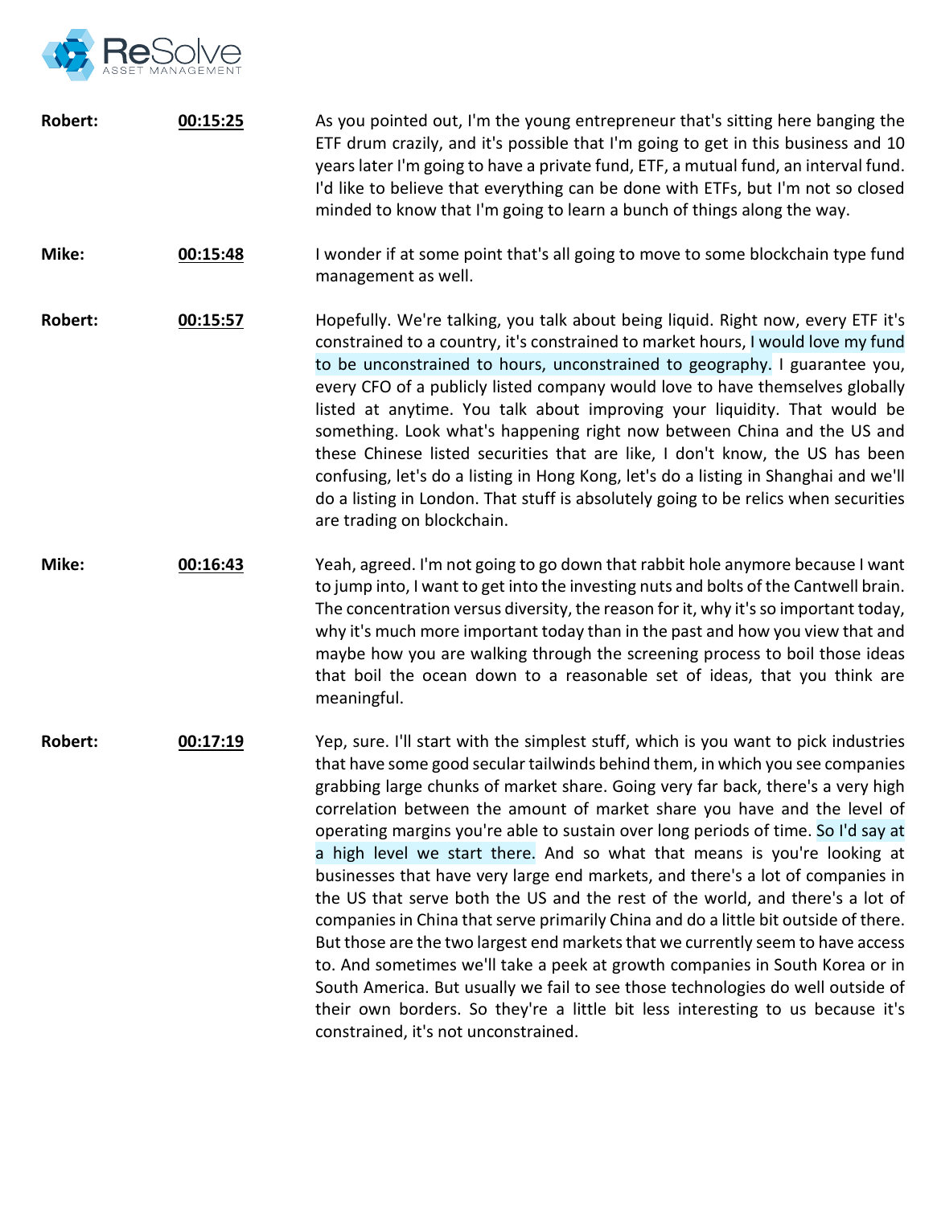**Robert:** **00:15:25** As you pointed out, I'm the young entrepreneur that's sitting here banging the ETF drum crazily, and it's possible that I'm going to get in this business and 10 years later I'm going to have a private fund, ETF, a mutual fund, an interval fund. I'd like to believe that everything can be done with ETFs, but I'm not so closed minded to know that I'm going to learn a bunch of things along the way.

**Mike:** **00:15:48** I wonder if at some point that's all going to move to some blockchain type fund management as well.

**Robert:** **00:15:57** Hopefully. We're talking, you talk about being liquid. Right now, every ETF it's constrained to a country, it's constrained to market hours, I would love my fund to be unconstrained to hours, unconstrained to geography. I guarantee you, every CFO of a publicly listed company would love to have themselves globally listed at anytime. You talk about improving your liquidity. That would be something. Look what's happening right now between China and the US and these Chinese listed securities that are like, I don't know, the US has been confusing, let's do a listing in Hong Kong, let's do a listing in Shanghai and we'll do a listing in London. That stuff is absolutely going to be relics when securities are trading on blockchain.

**Mike:** **00:16:43** Yeah, agreed. I'm not going to go down that rabbit hole anymore because I want to jump into, I want to get into the investing nuts and bolts of the Cantwell brain. The concentration versus diversity, the reason for it, why it's so important today, why it's much more important today than in the past and how you view that and maybe how you are walking through the screening process to boil those ideas that boil the ocean down to a reasonable set of ideas, that you think are meaningful.

**Robert:** **00:17:19** Yep, sure. I'll start with the simplest stuff, which is you want to pick industries that have some good secular tailwinds behind them, in which you see companies grabbing large chunks of market share. Going very far back, there's a very high correlation between the amount of market share you have and the level of operating margins you're able to sustain over long periods of time. So I'd say at a high level we start there. And so what that means is you're looking at businesses that have very large end markets, and there's a lot of companies in the US that serve both the US and the rest of the world, and there's a lot of companies in China that serve primarily China and do a little bit outside of there. But those are the two largest end markets that we currently seem to have access to. And sometimes we'll take a peek at growth companies in South Korea or in South America. But usually we fail to see those technologies do well outside of their own borders. So they're a little bit less interesting to us because it's constrained, it's not unconstrained.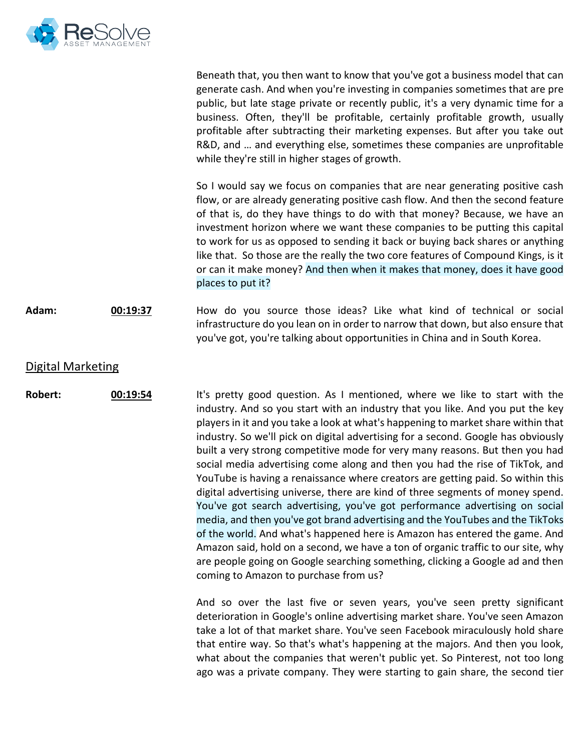Beneath that, you then want to know that you've got a business model that can generate cash. And when you're investing in companies sometimes that are pre public, but late stage private or recently public, it's a very dynamic time for a business. Often, they'll be profitable, certainly profitable growth, usually profitable after subtracting their marketing expenses. But after you take out R&D, and … and everything else, sometimes these companies are unprofitable while they're still in higher stages of growth.

So I would say we focus on companies that are near generating positive cash flow, or are already generating positive cash flow. And then the second feature of that is, do they have things to do with that money? Because, we have an investment horizon where we want these companies to be putting this capital to work for us as opposed to sending it back or buying back shares or anything like that. So those are the really the two core features of Compound Kings, is it or can it make money? And then when it makes that money, does it have good places to put it?

**Adam:** **00:19:37** How do you source those ideas? Like what kind of technical or social infrastructure do you lean on in order to narrow that down, but also ensure that you've got, you're talking about opportunities in China and in South Korea.

## Digital Marketing

**Robert:** **00:19:54** It's pretty good question. As I mentioned, where we like to start with the industry. And so you start with an industry that you like. And you put the key players in it and you take a look at what's happening to market share within that industry. So we'll pick on digital advertising for a second. Google has obviously built a very strong competitive mode for very many reasons. But then you had social media advertising come along and then you had the rise of TikTok, and YouTube is having a renaissance where creators are getting paid. So within this digital advertising universe, there are kind of three segments of money spend. You've got search advertising, you've got performance advertising on social media, and then you've got brand advertising and the YouTubes and the TikToks of the world. And what's happened here is Amazon has entered the game. And Amazon said, hold on a second, we have a ton of organic traffic to our site, why are people going on Google searching something, clicking a Google ad and then coming to Amazon to purchase from us?

And so over the last five or seven years, you've seen pretty significant deterioration in Google's online advertising market share. You've seen Amazon take a lot of that market share. You've seen Facebook miraculously hold share that entire way. So that's what's happening at the majors. And then you look, what about the companies that weren't public yet. So Pinterest, not too long ago was a private company. They were starting to gain share, the second tier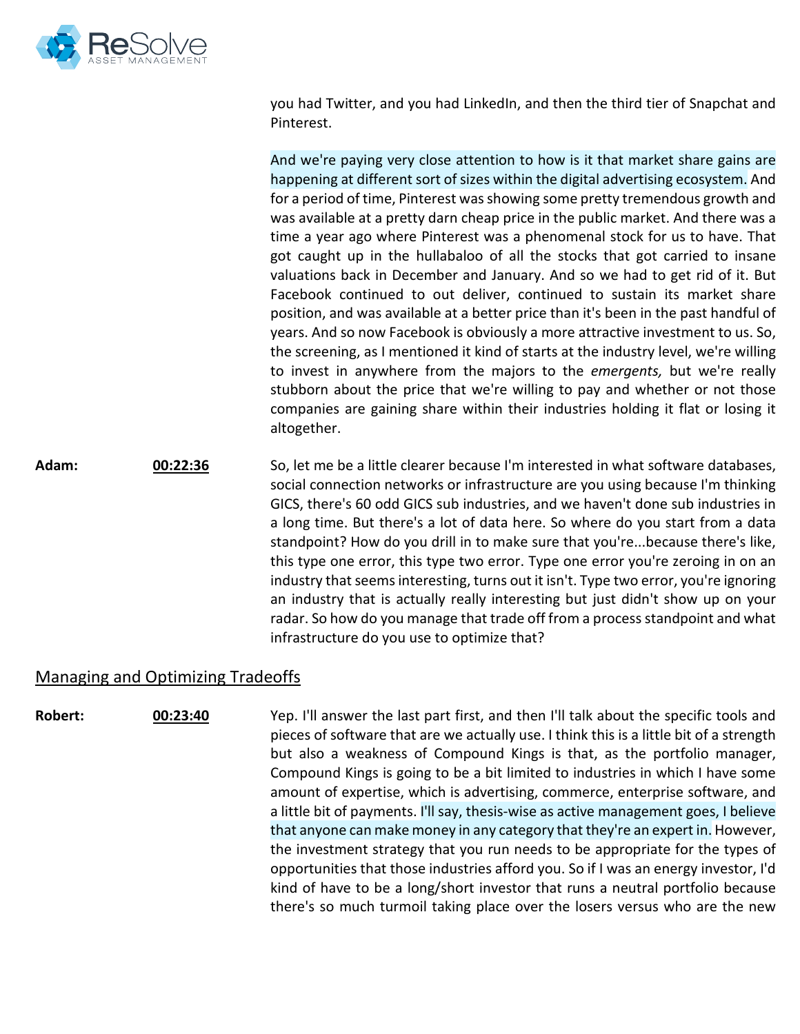you had Twitter, and you had LinkedIn, and then the third tier of Snapchat and Pinterest.

And we're paying very close attention to how is it that market share gains are happening at different sort of sizes within the digital advertising ecosystem. And for a period of time, Pinterest was showing some pretty tremendous growth and was available at a pretty darn cheap price in the public market. And there was a time a year ago where Pinterest was a phenomenal stock for us to have. That got caught up in the hullabaloo of all the stocks that got carried to insane valuations back in December and January. And so we had to get rid of it. But Facebook continued to out deliver, continued to sustain its market share position, and was available at a better price than it's been in the past handful of years. And so now Facebook is obviously a more attractive investment to us. So, the screening, as I mentioned it kind of starts at the industry level, we're willing to invest in anywhere from the majors to the *emergents,* but we're really stubborn about the price that we're willing to pay and whether or not those companies are gaining share within their industries holding it flat or losing it altogether.

**Adam:** **00:22:36** So, let me be a little clearer because I'm interested in what software databases, social connection networks or infrastructure are you using because I'm thinking GICS, there's 60 odd GICS sub industries, and we haven't done sub industries in a long time. But there's a lot of data here. So where do you start from a data standpoint? How do you drill in to make sure that you're...because there's like, this type one error, this type two error. Type one error you're zeroing in on an industry that seems interesting, turns out it isn't. Type two error, you're ignoring an industry that is actually really interesting but just didn't show up on your radar. So how do you manage that trade off from a process standpoint and what infrastructure do you use to optimize that?

## Managing and Optimizing Tradeoffs

**Robert:** **00:23:40** Yep. I'll answer the last part first, and then I'll talk about the specific tools and pieces of software that are we actually use. I think this is a little bit of a strength but also a weakness of Compound Kings is that, as the portfolio manager, Compound Kings is going to be a bit limited to industries in which I have some amount of expertise, which is advertising, commerce, enterprise software, and a little bit of payments. I'll say, thesis-wise as active management goes, I believe that anyone can make money in any category that they're an expert in. However, the investment strategy that you run needs to be appropriate for the types of opportunities that those industries afford you. So if I was an energy investor, I'd kind of have to be a long/short investor that runs a neutral portfolio because there's so much turmoil taking place over the losers versus who are the new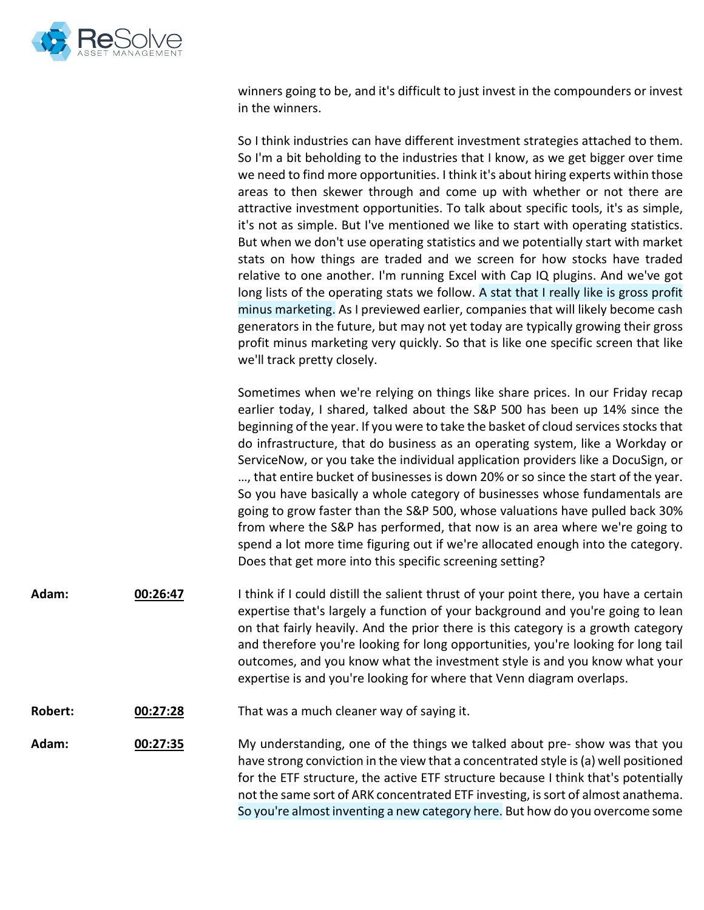winners going to be, and it's difficult to just invest in the compounders or invest in the winners.

So I think industries can have different investment strategies attached to them. So I'm a bit beholding to the industries that I know, as we get bigger over time we need to find more opportunities. I think it's about hiring experts within those areas to then skewer through and come up with whether or not there are attractive investment opportunities. To talk about specific tools, it's as simple, it's not as simple. But I've mentioned we like to start with operating statistics. But when we don't use operating statistics and we potentially start with market stats on how things are traded and we screen for how stocks have traded relative to one another. I'm running Excel with Cap IQ plugins. And we've got long lists of the operating stats we follow. A stat that I really like is gross profit minus marketing. As I previewed earlier, companies that will likely become cash generators in the future, but may not yet today are typically growing their gross profit minus marketing very quickly. So that is like one specific screen that like we'll track pretty closely.

Sometimes when we're relying on things like share prices. In our Friday recap earlier today, I shared, talked about the S&P 500 has been up 14% since the beginning of the year. If you were to take the basket of cloud services stocks that do infrastructure, that do business as an operating system, like a Workday or ServiceNow, or you take the individual application providers like a DocuSign, or …, that entire bucket of businesses is down 20% or so since the start of the year. So you have basically a whole category of businesses whose fundamentals are going to grow faster than the S&P 500, whose valuations have pulled back 30% from where the S&P has performed, that now is an area where we're going to spend a lot more time figuring out if we're allocated enough into the category. Does that get more into this specific screening setting?

**Adam:** **00:26:47** I think if I could distill the salient thrust of your point there, you have a certain expertise that's largely a function of your background and you're going to lean on that fairly heavily. And the prior there is this category is a growth category and therefore you're looking for long opportunities, you're looking for long tail outcomes, and you know what the investment style is and you know what your expertise is and you're looking for where that Venn diagram overlaps.

**Robert:** **00:27:28** That was a much cleaner way of saying it.

**Adam:** **00:27:35** My understanding, one of the things we talked about pre- show was that you have strong conviction in the view that a concentrated style is (a) well positioned for the ETF structure, the active ETF structure because I think that's potentially not the same sort of ARK concentrated ETF investing, is sort of almost anathema. So you're almost inventing a new category here. But how do you overcome some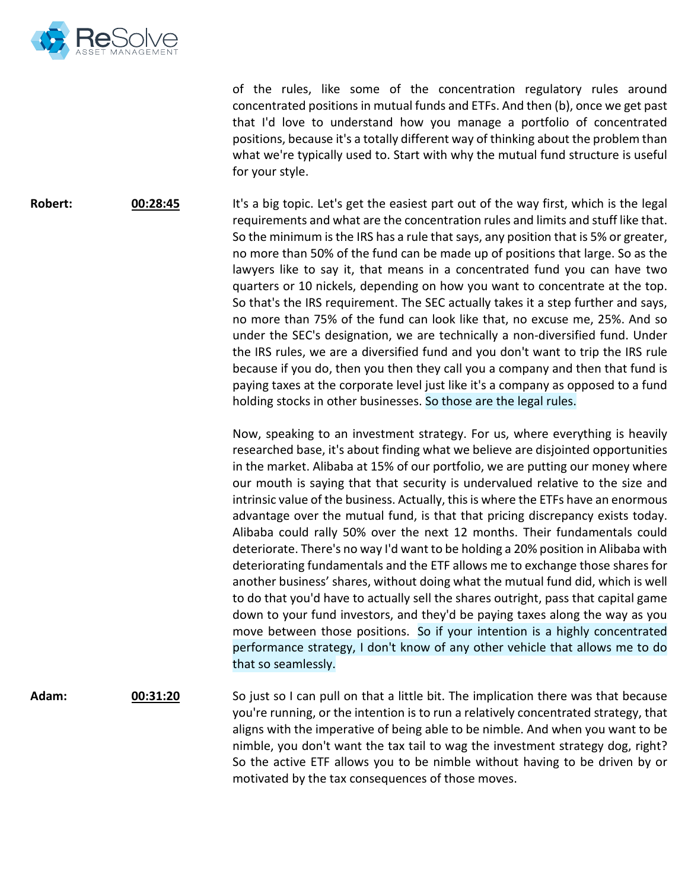of the rules, like some of the concentration regulatory rules around concentrated positions in mutual funds and ETFs. And then (b), once we get past that I'd love to understand how you manage a portfolio of concentrated positions, because it's a totally different way of thinking about the problem than what we're typically used to. Start with why the mutual fund structure is useful for your style.

**Robert:** **00:28:45** It's a big topic. Let's get the easiest part out of the way first, which is the legal requirements and what are the concentration rules and limits and stuff like that. So the minimum is the IRS has a rule that says, any position that is 5% or greater, no more than 50% of the fund can be made up of positions that large. So as the lawyers like to say it, that means in a concentrated fund you can have two quarters or 10 nickels, depending on how you want to concentrate at the top. So that's the IRS requirement. The SEC actually takes it a step further and says, no more than 75% of the fund can look like that, no excuse me, 25%. And so under the SEC's designation, we are technically a non-diversified fund. Under the IRS rules, we are a diversified fund and you don't want to trip the IRS rule because if you do, then you then they call you a company and then that fund is paying taxes at the corporate level just like it's a company as opposed to a fund holding stocks in other businesses. So those are the legal rules.

Now, speaking to an investment strategy. For us, where everything is heavily researched base, it's about finding what we believe are disjointed opportunities in the market. Alibaba at 15% of our portfolio, we are putting our money where our mouth is saying that that security is undervalued relative to the size and intrinsic value of the business. Actually, this is where the ETFs have an enormous advantage over the mutual fund, is that that pricing discrepancy exists today. Alibaba could rally 50% over the next 12 months. Their fundamentals could deteriorate. There's no way I'd want to be holding a 20% position in Alibaba with deteriorating fundamentals and the ETF allows me to exchange those shares for another business' shares, without doing what the mutual fund did, which is well to do that you'd have to actually sell the shares outright, pass that capital game down to your fund investors, and they'd be paying taxes along the way as you move between those positions. So if your intention is a highly concentrated performance strategy, I don't know of any other vehicle that allows me to do that so seamlessly.

**Adam:** **00:31:20** So just so I can pull on that a little bit. The implication there was that because you're running, or the intention is to run a relatively concentrated strategy, that aligns with the imperative of being able to be nimble. And when you want to be nimble, you don't want the tax tail to wag the investment strategy dog, right? So the active ETF allows you to be nimble without having to be driven by or motivated by the tax consequences of those moves.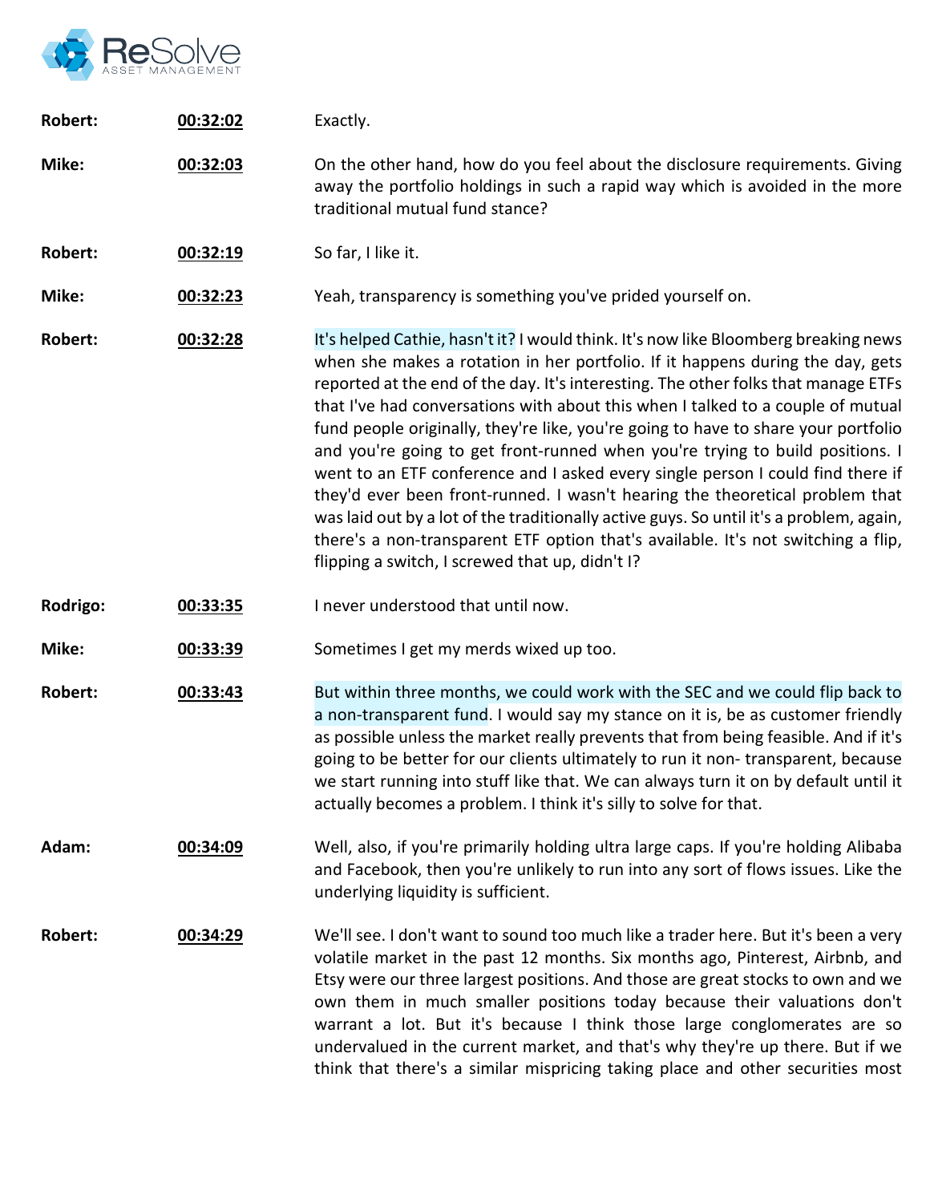**Robert:** **00:32:02** Exactly.

**Mike:** **00:32:03** On the other hand, how do you feel about the disclosure requirements. Giving away the portfolio holdings in such a rapid way which is avoided in the more traditional mutual fund stance?

**Robert:** **00:32:19** So far, I like it.

**Mike:** **00:32:23** Yeah, transparency is something you've prided yourself on.

**Robert:** **00:32:28** It's helped Cathie, hasn't it? I would think. It's now like Bloomberg breaking news when she makes a rotation in her portfolio. If it happens during the day, gets reported at the end of the day. It's interesting. The other folks that manage ETFs that I've had conversations with about this when I talked to a couple of mutual fund people originally, they're like, you're going to have to share your portfolio and you're going to get front-runned when you're trying to build positions. I went to an ETF conference and I asked every single person I could find there if they'd ever been front-runned. I wasn't hearing the theoretical problem that was laid out by a lot of the traditionally active guys. So until it's a problem, again, there's a non-transparent ETF option that's available. It's not switching a flip, flipping a switch, I screwed that up, didn't I?

**Rodrigo:** **00:33:35** I never understood that until now.

**Mike:** **00:33:39** Sometimes I get my merds wixed up too.

**Robert:** **00:33:43** But within three months, we could work with the SEC and we could flip back to a non-transparent fund. I would say my stance on it is, be as customer friendly as possible unless the market really prevents that from being feasible. And if it's going to be better for our clients ultimately to run it non- transparent, because we start running into stuff like that. We can always turn it on by default until it actually becomes a problem. I think it's silly to solve for that.

**Adam:** **00:34:09** Well, also, if you're primarily holding ultra large caps. If you're holding Alibaba and Facebook, then you're unlikely to run into any sort of flows issues. Like the underlying liquidity is sufficient.

**Robert:** **00:34:29** We'll see. I don't want to sound too much like a trader here. But it's been a very volatile market in the past 12 months. Six months ago, Pinterest, Airbnb, and Etsy were our three largest positions. And those are great stocks to own and we own them in much smaller positions today because their valuations don't warrant a lot. But it's because I think those large conglomerates are so undervalued in the current market, and that's why they're up there. But if we think that there's a similar mispricing taking place and other securities most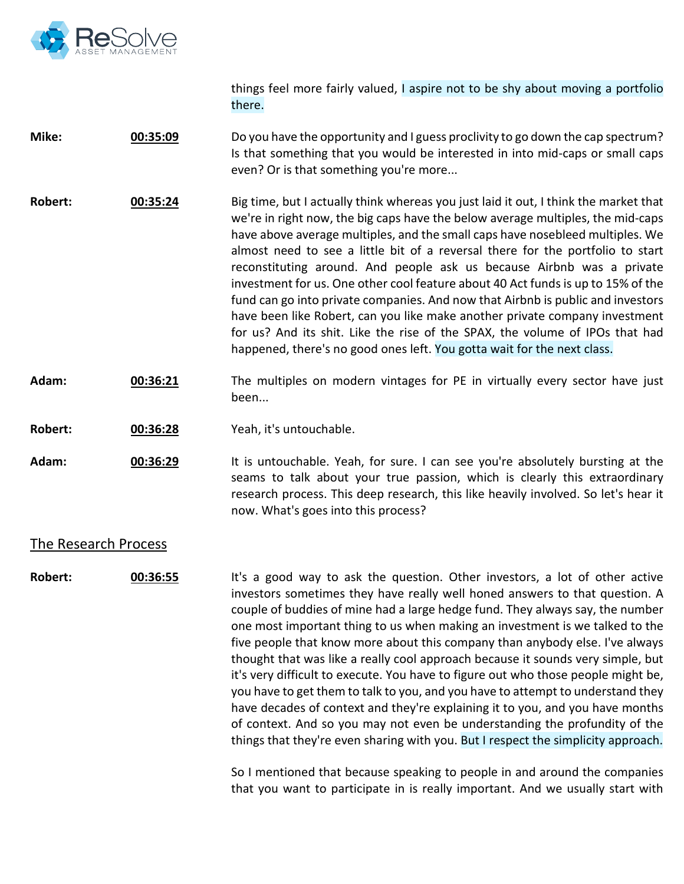things feel more fairly valued, I aspire not to be shy about moving a portfolio there.

**Mike:** **00:35:09** Do you have the opportunity and I guess proclivity to go down the cap spectrum? Is that something that you would be interested in into mid-caps or small caps even? Or is that something you're more...

**Robert:** **00:35:24** Big time, but I actually think whereas you just laid it out, I think the market that we're in right now, the big caps have the below average multiples, the mid-caps have above average multiples, and the small caps have nosebleed multiples. We almost need to see a little bit of a reversal there for the portfolio to start reconstituting around. And people ask us because Airbnb was a private investment for us. One other cool feature about 40 Act funds is up to 15% of the fund can go into private companies. And now that Airbnb is public and investors have been like Robert, can you like make another private company investment for us? And its shit. Like the rise of the SPAX, the volume of IPOs that had happened, there's no good ones left. You gotta wait for the next class.

**Adam:** **00:36:21** The multiples on modern vintages for PE in virtually every sector have just been...

**Robert:** **00:36:28** Yeah, it's untouchable.

**Adam:** **00:36:29** It is untouchable. Yeah, for sure. I can see you're absolutely bursting at the seams to talk about your true passion, which is clearly this extraordinary research process. This deep research, this like heavily involved. So let's hear it now. What's goes into this process?

## The Research Process

**Robert:** **00:36:55** It's a good way to ask the question. Other investors, a lot of other active investors sometimes they have really well honed answers to that question. A couple of buddies of mine had a large hedge fund. They always say, the number one most important thing to us when making an investment is we talked to the five people that know more about this company than anybody else. I've always thought that was like a really cool approach because it sounds very simple, but it's very difficult to execute. You have to figure out who those people might be, you have to get them to talk to you, and you have to attempt to understand they have decades of context and they're explaining it to you, and you have months of context. And so you may not even be understanding the profundity of the things that they're even sharing with you. But I respect the simplicity approach.

So I mentioned that because speaking to people in and around the companies that you want to participate in is really important. And we usually start with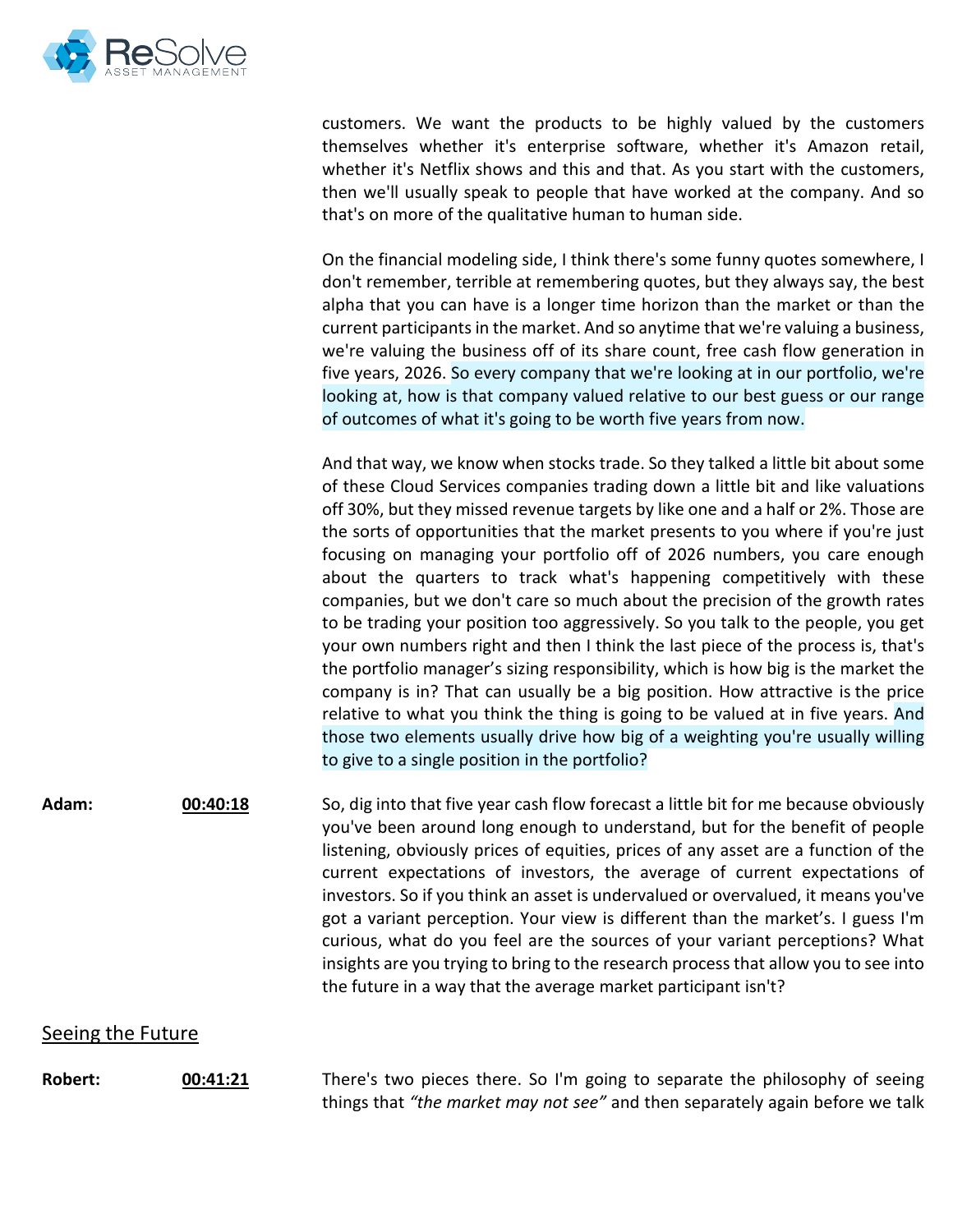customers. We want the products to be highly valued by the customers themselves whether it's enterprise software, whether it's Amazon retail, whether it's Netflix shows and this and that. As you start with the customers, then we'll usually speak to people that have worked at the company. And so that's on more of the qualitative human to human side.

On the financial modeling side, I think there's some funny quotes somewhere, I don't remember, terrible at remembering quotes, but they always say, the best alpha that you can have is a longer time horizon than the market or than the current participants in the market. And so anytime that we're valuing a business, we're valuing the business off of its share count, free cash flow generation in five years, 2026. So every company that we're looking at in our portfolio, we're looking at, how is that company valued relative to our best guess or our range of outcomes of what it's going to be worth five years from now.

And that way, we know when stocks trade. So they talked a little bit about some of these Cloud Services companies trading down a little bit and like valuations off 30%, but they missed revenue targets by like one and a half or 2%. Those are the sorts of opportunities that the market presents to you where if you're just focusing on managing your portfolio off of 2026 numbers, you care enough about the quarters to track what's happening competitively with these companies, but we don't care so much about the precision of the growth rates to be trading your position too aggressively. So you talk to the people, you get your own numbers right and then I think the last piece of the process is, that's the portfolio manager's sizing responsibility, which is how big is the market the company is in? That can usually be a big position. How attractive is the price relative to what you think the thing is going to be valued at in five years. And those two elements usually drive how big of a weighting you're usually willing to give to a single position in the portfolio?

**Adam:** **00:40:18** So, dig into that five year cash flow forecast a little bit for me because obviously you've been around long enough to understand, but for the benefit of people listening, obviously prices of equities, prices of any asset are a function of the current expectations of investors, the average of current expectations of investors. So if you think an asset is undervalued or overvalued, it means you've got a variant perception. Your view is different than the market's. I guess I'm curious, what do you feel are the sources of your variant perceptions? What insights are you trying to bring to the research process that allow you to see into the future in a way that the average market participant isn't?

## Seeing the Future

**Robert:** **00:41:21** There's two pieces there. So I'm going to separate the philosophy of seeing things that *"the market may not see"* and then separately again before we talk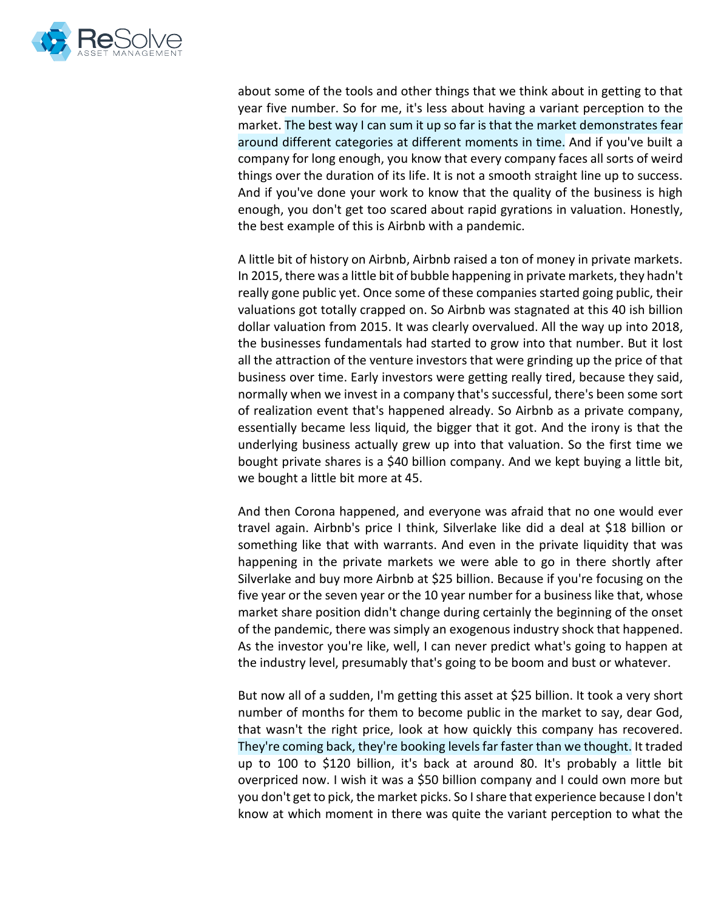about some of the tools and other things that we think about in getting to that year five number. So for me, it's less about having a variant perception to the market. The best way I can sum it up so far is that the market demonstrates fear around different categories at different moments in time. And if you've built a company for long enough, you know that every company faces all sorts of weird things over the duration of its life. It is not a smooth straight line up to success. And if you've done your work to know that the quality of the business is high enough, you don't get too scared about rapid gyrations in valuation. Honestly, the best example of this is Airbnb with a pandemic.

A little bit of history on Airbnb, Airbnb raised a ton of money in private markets. In 2015, there was a little bit of bubble happening in private markets, they hadn't really gone public yet. Once some of these companies started going public, their valuations got totally crapped on. So Airbnb was stagnated at this 40 ish billion dollar valuation from 2015. It was clearly overvalued. All the way up into 2018, the businesses fundamentals had started to grow into that number. But it lost all the attraction of the venture investors that were grinding up the price of that business over time. Early investors were getting really tired, because they said, normally when we invest in a company that's successful, there's been some sort of realization event that's happened already. So Airbnb as a private company, essentially became less liquid, the bigger that it got. And the irony is that the underlying business actually grew up into that valuation. So the first time we bought private shares is a $40 billion company. And we kept buying a little bit, we bought a little bit more at 45.

And then Corona happened, and everyone was afraid that no one would ever travel again. Airbnb's price I think, Silverlake like did a deal at $18 billion or something like that with warrants. And even in the private liquidity that was happening in the private markets we were able to go in there shortly after Silverlake and buy more Airbnb at $25 billion. Because if you're focusing on the five year or the seven year or the 10 year number for a business like that, whose market share position didn't change during certainly the beginning of the onset of the pandemic, there was simply an exogenous industry shock that happened. As the investor you're like, well, I can never predict what's going to happen at the industry level, presumably that's going to be boom and bust or whatever.

But now all of a sudden, I'm getting this asset at $25 billion. It took a very short number of months for them to become public in the market to say, dear God, that wasn't the right price, look at how quickly this company has recovered. They're coming back, they're booking levels far faster than we thought. It traded up to 100 to $120 billion, it's back at around 80. It's probably a little bit overpriced now. I wish it was a $50 billion company and I could own more but you don't get to pick, the market picks. So I share that experience because I don't know at which moment in there was quite the variant perception to what the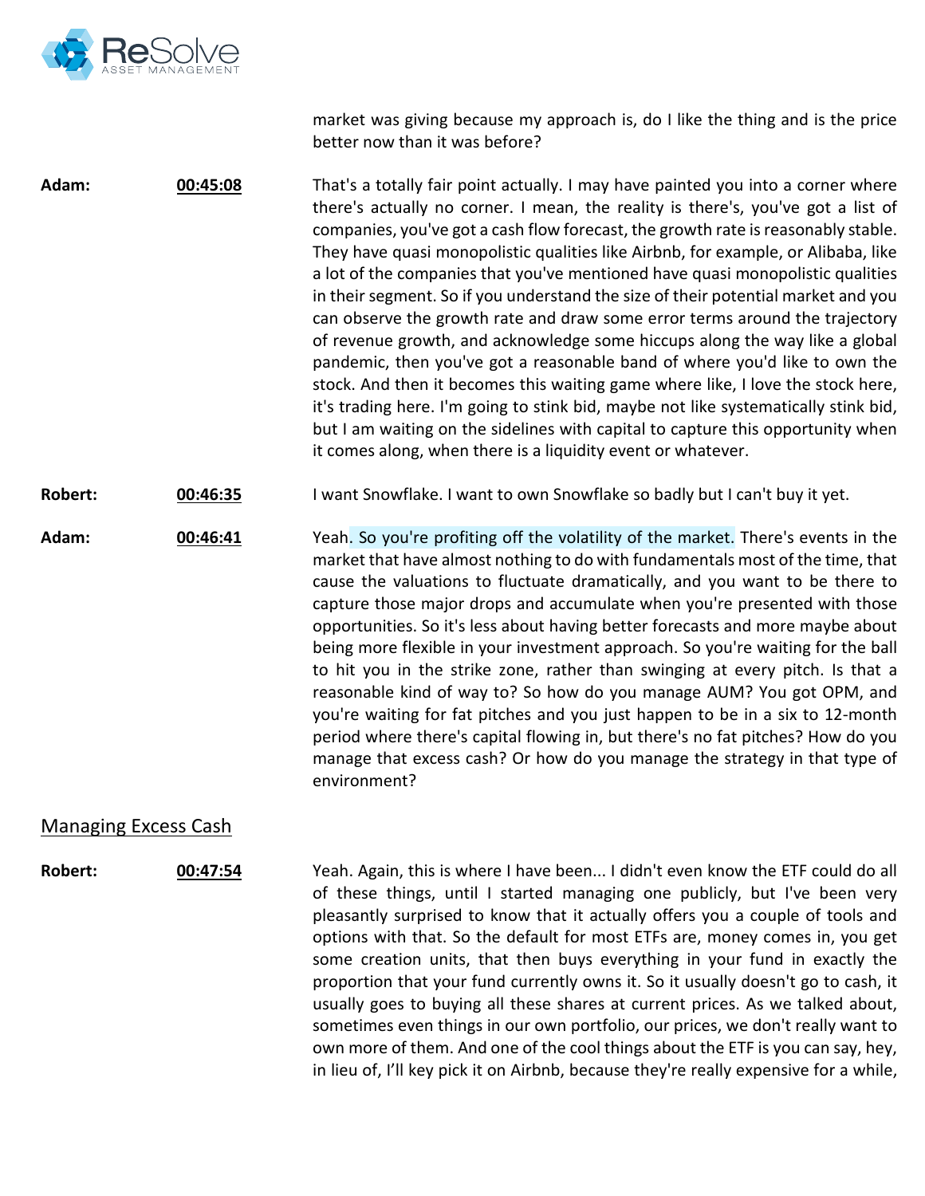market was giving because my approach is, do I like the thing and is the price better now than it was before?

**Adam:** **00:45:08** That's a totally fair point actually. I may have painted you into a corner where there's actually no corner. I mean, the reality is there's, you've got a list of companies, you've got a cash flow forecast, the growth rate is reasonably stable. They have quasi monopolistic qualities like Airbnb, for example, or Alibaba, like a lot of the companies that you've mentioned have quasi monopolistic qualities in their segment. So if you understand the size of their potential market and you can observe the growth rate and draw some error terms around the trajectory of revenue growth, and acknowledge some hiccups along the way like a global pandemic, then you've got a reasonable band of where you'd like to own the stock. And then it becomes this waiting game where like, I love the stock here, it's trading here. I'm going to stink bid, maybe not like systematically stink bid, but I am waiting on the sidelines with capital to capture this opportunity when it comes along, when there is a liquidity event or whatever.

**Robert:** **00:46:35** I want Snowflake. I want to own Snowflake so badly but I can't buy it yet.

**Adam:** **00:46:41** Yeah. So you're profiting off the volatility of the market. There's events in the market that have almost nothing to do with fundamentals most of the time, that cause the valuations to fluctuate dramatically, and you want to be there to capture those major drops and accumulate when you're presented with those opportunities. So it's less about having better forecasts and more maybe about being more flexible in your investment approach. So you're waiting for the ball to hit you in the strike zone, rather than swinging at every pitch. Is that a reasonable kind of way to? So how do you manage AUM? You got OPM, and you're waiting for fat pitches and you just happen to be in a six to 12-month period where there's capital flowing in, but there's no fat pitches? How do you manage that excess cash? Or how do you manage the strategy in that type of environment?

## Managing Excess Cash

**Robert:** **00:47:54** Yeah. Again, this is where I have been... I didn't even know the ETF could do all of these things, until I started managing one publicly, but I've been very pleasantly surprised to know that it actually offers you a couple of tools and options with that. So the default for most ETFs are, money comes in, you get some creation units, that then buys everything in your fund in exactly the proportion that your fund currently owns it. So it usually doesn't go to cash, it usually goes to buying all these shares at current prices. As we talked about, sometimes even things in our own portfolio, our prices, we don't really want to own more of them. And one of the cool things about the ETF is you can say, hey, in lieu of, I'll key pick it on Airbnb, because they're really expensive for a while,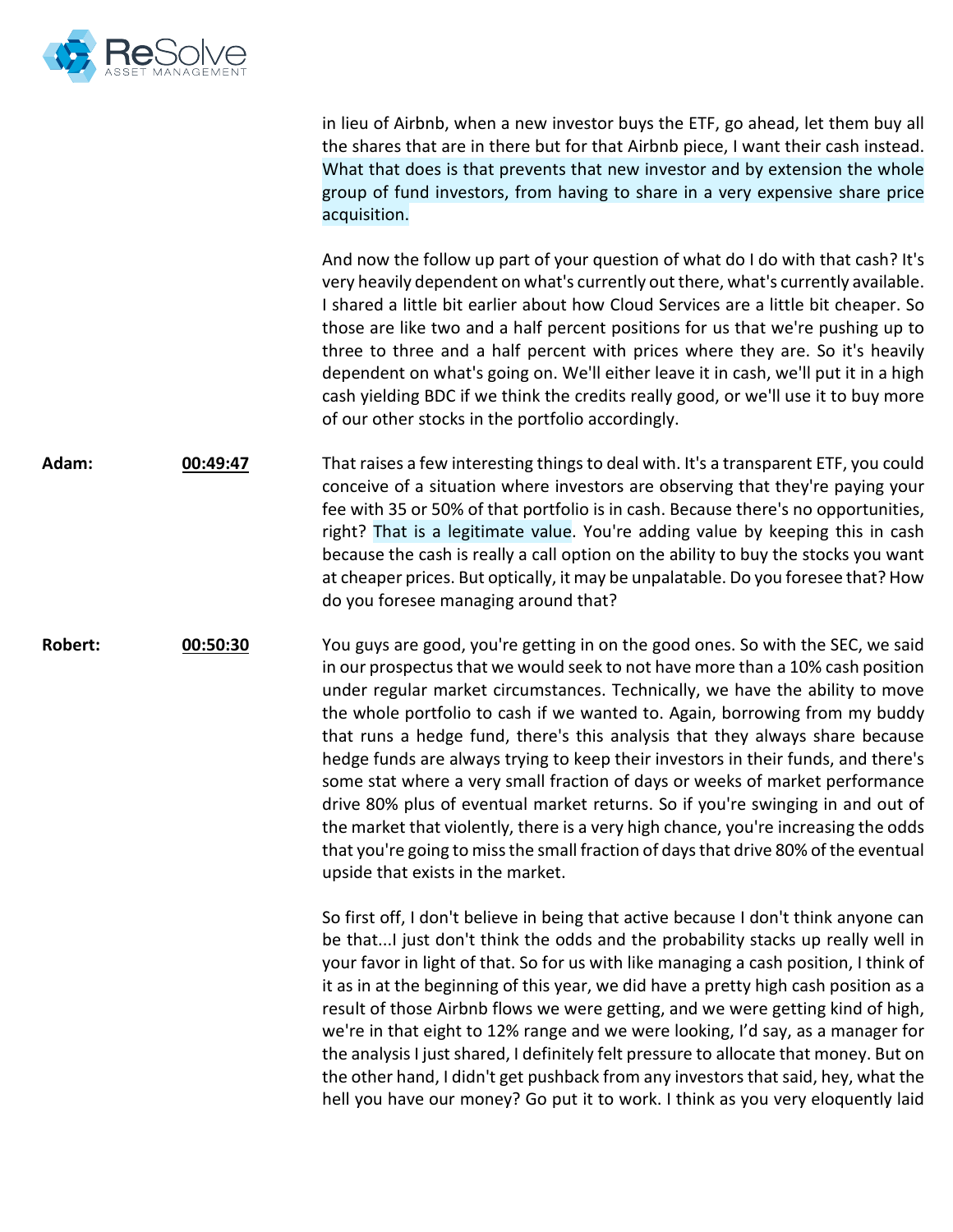in lieu of Airbnb, when a new investor buys the ETF, go ahead, let them buy all the shares that are in there but for that Airbnb piece, I want their cash instead. What that does is that prevents that new investor and by extension the whole group of fund investors, from having to share in a very expensive share price acquisition.

And now the follow up part of your question of what do I do with that cash? It's very heavily dependent on what's currently out there, what's currently available. I shared a little bit earlier about how Cloud Services are a little bit cheaper. So those are like two and a half percent positions for us that we're pushing up to three to three and a half percent with prices where they are. So it's heavily dependent on what's going on. We'll either leave it in cash, we'll put it in a high cash yielding BDC if we think the credits really good, or we'll use it to buy more of our other stocks in the portfolio accordingly.

**Adam:** **00:49:47** That raises a few interesting things to deal with. It's a transparent ETF, you could conceive of a situation where investors are observing that they're paying your fee with 35 or 50% of that portfolio is in cash. Because there's no opportunities, right? That is a legitimate value. You're adding value by keeping this in cash because the cash is really a call option on the ability to buy the stocks you want at cheaper prices. But optically, it may be unpalatable. Do you foresee that? How do you foresee managing around that?

**Robert:** **00:50:30** You guys are good, you're getting in on the good ones. So with the SEC, we said in our prospectus that we would seek to not have more than a 10% cash position under regular market circumstances. Technically, we have the ability to move the whole portfolio to cash if we wanted to. Again, borrowing from my buddy that runs a hedge fund, there's this analysis that they always share because hedge funds are always trying to keep their investors in their funds, and there's some stat where a very small fraction of days or weeks of market performance drive 80% plus of eventual market returns. So if you're swinging in and out of the market that violently, there is a very high chance, you're increasing the odds that you're going to miss the small fraction of days that drive 80% of the eventual upside that exists in the market.

So first off, I don't believe in being that active because I don't think anyone can be that...I just don't think the odds and the probability stacks up really well in your favor in light of that. So for us with like managing a cash position, I think of it as in at the beginning of this year, we did have a pretty high cash position as a result of those Airbnb flows we were getting, and we were getting kind of high, we're in that eight to 12% range and we were looking, I'd say, as a manager for the analysis I just shared, I definitely felt pressure to allocate that money. But on the other hand, I didn't get pushback from any investors that said, hey, what the hell you have our money? Go put it to work. I think as you very eloquently laid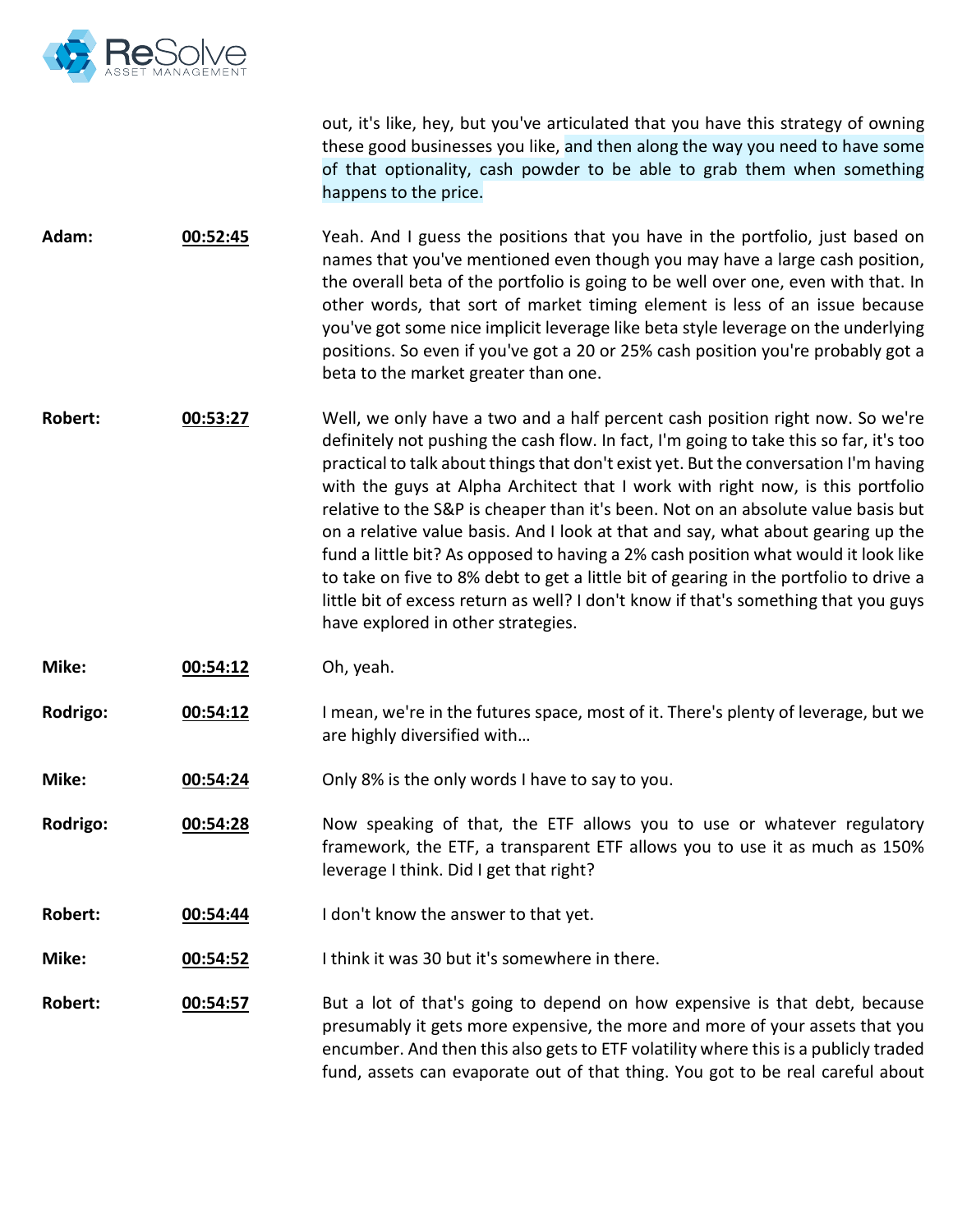out, it's like, hey, but you've articulated that you have this strategy of owning these good businesses you like, and then along the way you need to have some of that optionality, cash powder to be able to grab them when something happens to the price.

**Adam:** **00:52:45** Yeah. And I guess the positions that you have in the portfolio, just based on names that you've mentioned even though you may have a large cash position, the overall beta of the portfolio is going to be well over one, even with that. In other words, that sort of market timing element is less of an issue because you've got some nice implicit leverage like beta style leverage on the underlying positions. So even if you've got a 20 or 25% cash position you're probably got a beta to the market greater than one.

**Robert:** **00:53:27** Well, we only have a two and a half percent cash position right now. So we're definitely not pushing the cash flow. In fact, I'm going to take this so far, it's too practical to talk about things that don't exist yet. But the conversation I'm having with the guys at Alpha Architect that I work with right now, is this portfolio relative to the S&P is cheaper than it's been. Not on an absolute value basis but on a relative value basis. And I look at that and say, what about gearing up the fund a little bit? As opposed to having a 2% cash position what would it look like to take on five to 8% debt to get a little bit of gearing in the portfolio to drive a little bit of excess return as well? I don't know if that's something that you guys have explored in other strategies.

**Mike:** **00:54:12** Oh, yeah.

**Rodrigo:** **00:54:12** I mean, we're in the futures space, most of it. There's plenty of leverage, but we are highly diversified with…

**Mike:** **00:54:24** Only 8% is the only words I have to say to you.

**Rodrigo:** **00:54:28** Now speaking of that, the ETF allows you to use or whatever regulatory framework, the ETF, a transparent ETF allows you to use it as much as 150% leverage I think. Did I get that right?

**Robert:** **00:54:44** I don't know the answer to that yet.

**Mike:** **00:54:52** I think it was 30 but it's somewhere in there.

**Robert:** **00:54:57** But a lot of that's going to depend on how expensive is that debt, because presumably it gets more expensive, the more and more of your assets that you encumber. And then this also gets to ETF volatility where this is a publicly traded fund, assets can evaporate out of that thing. You got to be real careful about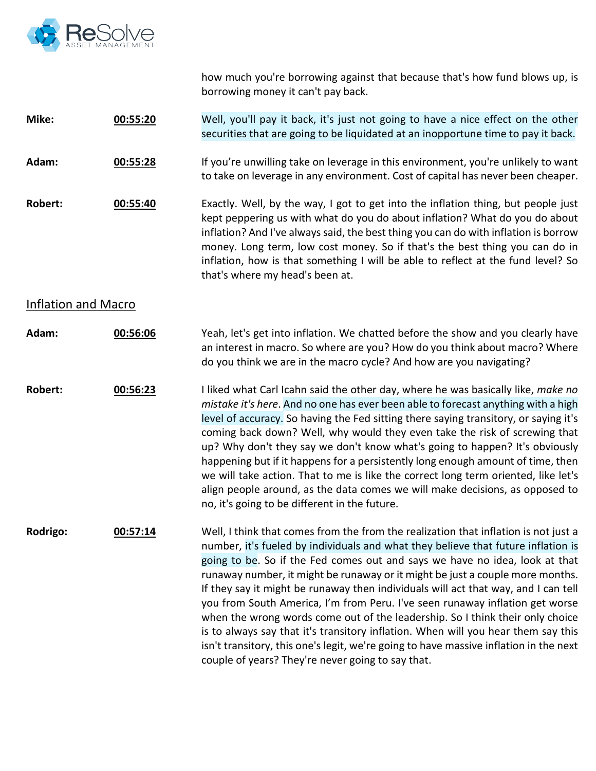how much you're borrowing against that because that's how fund blows up, is borrowing money it can't pay back.

**Mike:** **00:55:20** Well, you'll pay it back, it's just not going to have a nice effect on the other securities that are going to be liquidated at an inopportune time to pay it back.

**Adam:** **00:55:28** If you're unwilling take on leverage in this environment, you're unlikely to want to take on leverage in any environment. Cost of capital has never been cheaper.

**Robert:** **00:55:40** Exactly. Well, by the way, I got to get into the inflation thing, but people just kept peppering us with what do you do about inflation? What do you do about inflation? And I've always said, the best thing you can do with inflation is borrow money. Long term, low cost money. So if that's the best thing you can do in inflation, how is that something I will be able to reflect at the fund level? So that's where my head's been at.

## Inflation and Macro

**Adam:** **00:56:06** Yeah, let's get into inflation. We chatted before the show and you clearly have an interest in macro. So where are you? How do you think about macro? Where do you think we are in the macro cycle? And how are you navigating?

**Robert:** **00:56:23** I liked what Carl Icahn said the other day, where he was basically like, *make no mistake it's here*. And no one has ever been able to forecast anything with a high level of accuracy. So having the Fed sitting there saying transitory, or saying it's coming back down? Well, why would they even take the risk of screwing that up? Why don't they say we don't know what's going to happen? It's obviously happening but if it happens for a persistently long enough amount of time, then we will take action. That to me is like the correct long term oriented, like let's align people around, as the data comes we will make decisions, as opposed to no, it's going to be different in the future.

**Rodrigo:** **00:57:14** Well, I think that comes from the from the realization that inflation is not just a number, it's fueled by individuals and what they believe that future inflation is going to be. So if the Fed comes out and says we have no idea, look at that runaway number, it might be runaway or it might be just a couple more months. If they say it might be runaway then individuals will act that way, and I can tell you from South America, I'm from Peru. I've seen runaway inflation get worse when the wrong words come out of the leadership. So I think their only choice is to always say that it's transitory inflation. When will you hear them say this isn't transitory, this one's legit, we're going to have massive inflation in the next couple of years? They're never going to say that.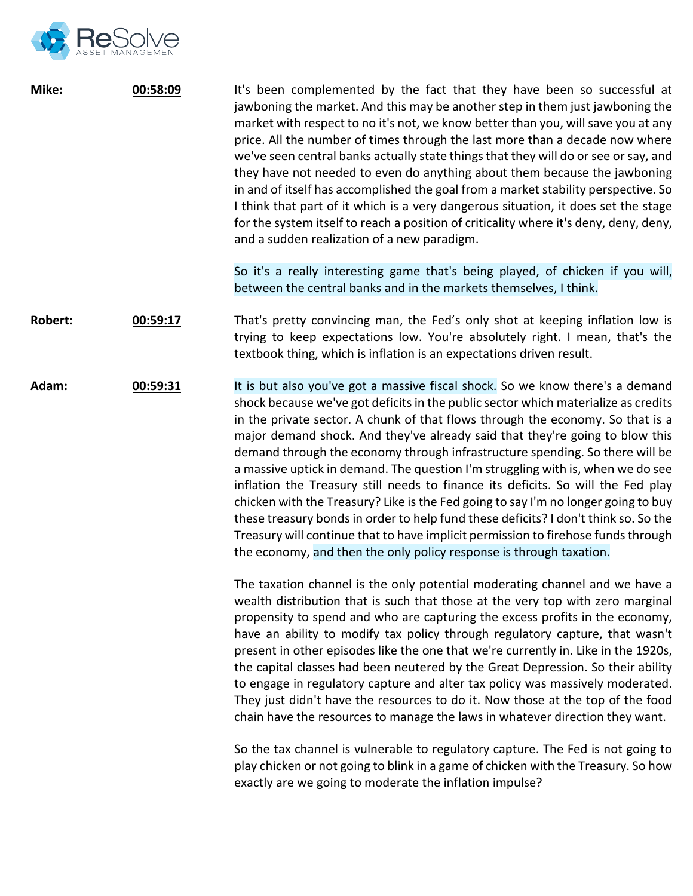**Mike:** **00:58:09**

It's been complemented by the fact that they have been so successful at jawboning the market. And this may be another step in them just jawboning the market with respect to no it's not, we know better than you, will save you at any price. All the number of times through the last more than a decade now where we've seen central banks actually state things that they will do or see or say, and they have not needed to even do anything about them because the jawboning in and of itself has accomplished the goal from a market stability perspective. So I think that part of it which is a very dangerous situation, it does set the stage for the system itself to reach a position of criticality where it's deny, deny, deny, and a sudden realization of a new paradigm.

So it's a really interesting game that's being played, of chicken if you will, between the central banks and in the markets themselves, I think.

**Robert:** **00:59:17**

That's pretty convincing man, the Fed's only shot at keeping inflation low is trying to keep expectations low. You're absolutely right. I mean, that's the textbook thing, which is inflation is an expectations driven result.

**Adam:** **00:59:31**

It is but also you've got a massive fiscal shock. So we know there's a demand shock because we've got deficits in the public sector which materialize as credits in the private sector. A chunk of that flows through the economy. So that is a major demand shock. And they've already said that they're going to blow this demand through the economy through infrastructure spending. So there will be a massive uptick in demand. The question I'm struggling with is, when we do see inflation the Treasury still needs to finance its deficits. So will the Fed play chicken with the Treasury? Like is the Fed going to say I'm no longer going to buy these treasury bonds in order to help fund these deficits? I don't think so. So the Treasury will continue that to have implicit permission to firehose funds through the economy, and then the only policy response is through taxation.

The taxation channel is the only potential moderating channel and we have a wealth distribution that is such that those at the very top with zero marginal propensity to spend and who are capturing the excess profits in the economy, have an ability to modify tax policy through regulatory capture, that wasn't present in other episodes like the one that we're currently in. Like in the 1920s, the capital classes had been neutered by the Great Depression. So their ability to engage in regulatory capture and alter tax policy was massively moderated. They just didn't have the resources to do it. Now those at the top of the food chain have the resources to manage the laws in whatever direction they want.

So the tax channel is vulnerable to regulatory capture. The Fed is not going to play chicken or not going to blink in a game of chicken with the Treasury. So how exactly are we going to moderate the inflation impulse?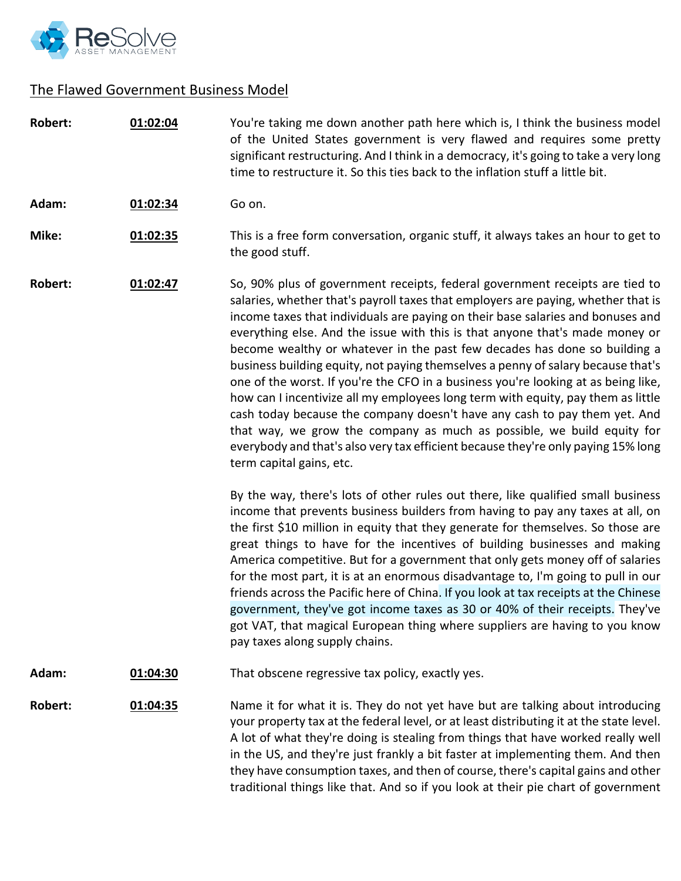## The Flawed Government Business Model

**Robert:** **01:02:04** You're taking me down another path here which is, I think the business model of the United States government is very flawed and requires some pretty significant restructuring. And I think in a democracy, it's going to take a very long time to restructure it. So this ties back to the inflation stuff a little bit.

**Adam:** **01:02:34** Go on.

**Mike:** **01:02:35** This is a free form conversation, organic stuff, it always takes an hour to get to the good stuff.

**Robert:** **01:02:47** So, 90% plus of government receipts, federal government receipts are tied to salaries, whether that's payroll taxes that employers are paying, whether that is income taxes that individuals are paying on their base salaries and bonuses and everything else. And the issue with this is that anyone that's made money or become wealthy or whatever in the past few decades has done so building a business building equity, not paying themselves a penny of salary because that's one of the worst. If you're the CFO in a business you're looking at as being like, how can I incentivize all my employees long term with equity, pay them as little cash today because the company doesn't have any cash to pay them yet. And that way, we grow the company as much as possible, we build equity for everybody and that's also very tax efficient because they're only paying 15% long term capital gains, etc.

By the way, there's lots of other rules out there, like qualified small business income that prevents business builders from having to pay any taxes at all, on the first $10 million in equity that they generate for themselves. So those are great things to have for the incentives of building businesses and making America competitive. But for a government that only gets money off of salaries for the most part, it is at an enormous disadvantage to, I'm going to pull in our friends across the Pacific here of China. If you look at tax receipts at the Chinese government, they've got income taxes as 30 or 40% of their receipts. They've got VAT, that magical European thing where suppliers are having to you know pay taxes along supply chains.

**Adam:** **01:04:30** That obscene regressive tax policy, exactly yes.

**Robert:** **01:04:35** Name it for what it is. They do not yet have but are talking about introducing your property tax at the federal level, or at least distributing it at the state level. A lot of what they're doing is stealing from things that have worked really well in the US, and they're just frankly a bit faster at implementing them. And then they have consumption taxes, and then of course, there's capital gains and other traditional things like that. And so if you look at their pie chart of government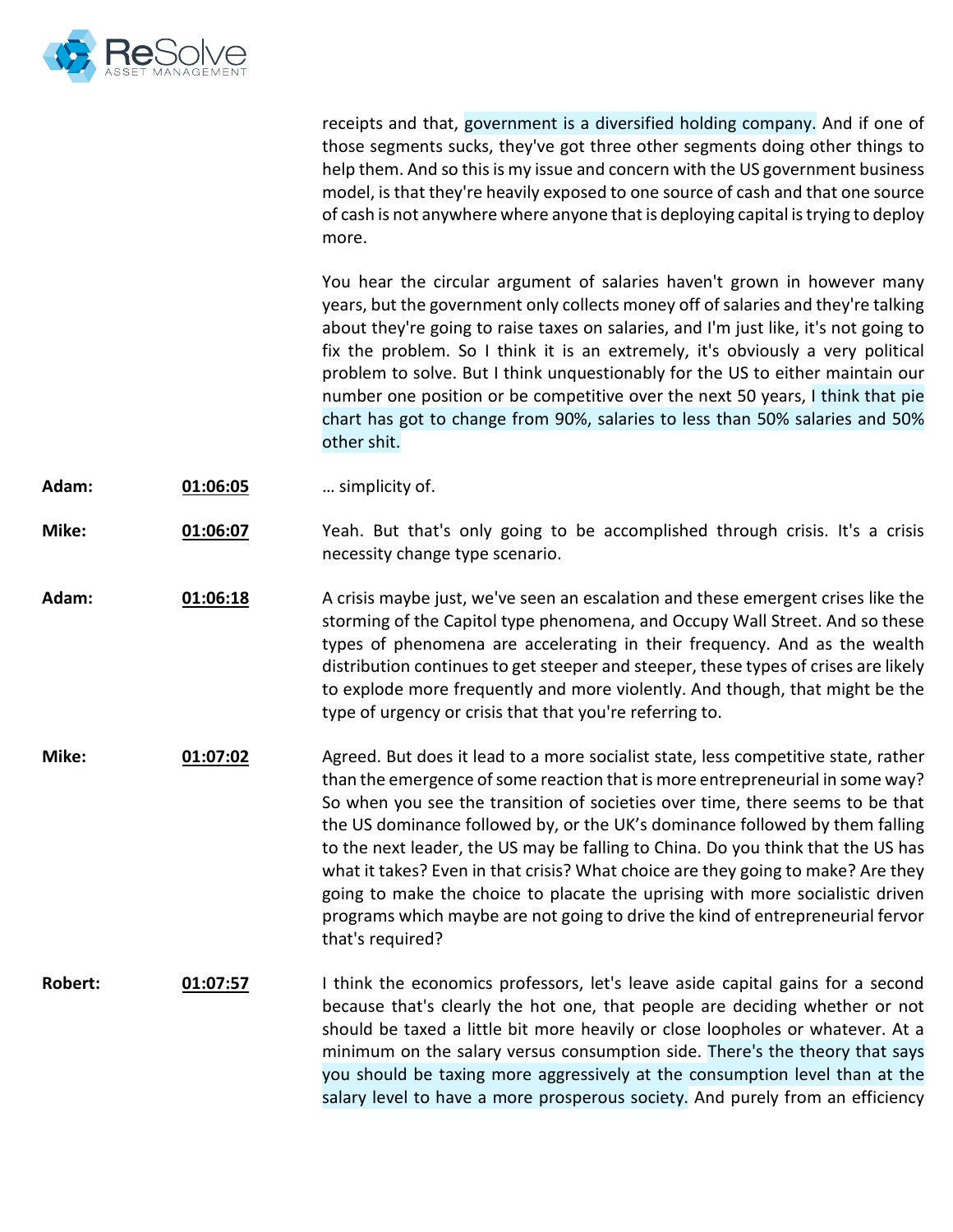receipts and that, government is a diversified holding company. And if one of those segments sucks, they've got three other segments doing other things to help them. And so this is my issue and concern with the US government business model, is that they're heavily exposed to one source of cash and that one source of cash is not anywhere where anyone that is deploying capital is trying to deploy more.

You hear the circular argument of salaries haven't grown in however many years, but the government only collects money off of salaries and they're talking about they're going to raise taxes on salaries, and I'm just like, it's not going to fix the problem. So I think it is an extremely, it's obviously a very political problem to solve. But I think unquestionably for the US to either maintain our number one position or be competitive over the next 50 years, I think that pie chart has got to change from 90%, salaries to less than 50% salaries and 50% other shit.

**Adam:** **01:06:05** … simplicity of.

**Mike:** **01:06:07** Yeah. But that's only going to be accomplished through crisis. It's a crisis necessity change type scenario.

**Adam:** **01:06:18** A crisis maybe just, we've seen an escalation and these emergent crises like the storming of the Capitol type phenomena, and Occupy Wall Street. And so these types of phenomena are accelerating in their frequency. And as the wealth distribution continues to get steeper and steeper, these types of crises are likely to explode more frequently and more violently. And though, that might be the type of urgency or crisis that that you're referring to.

**Mike:** **01:07:02** Agreed. But does it lead to a more socialist state, less competitive state, rather than the emergence of some reaction that is more entrepreneurial in some way? So when you see the transition of societies over time, there seems to be that the US dominance followed by, or the UK's dominance followed by them falling to the next leader, the US may be falling to China. Do you think that the US has what it takes? Even in that crisis? What choice are they going to make? Are they going to make the choice to placate the uprising with more socialistic driven programs which maybe are not going to drive the kind of entrepreneurial fervor that's required?

**Robert:** **01:07:57** I think the economics professors, let's leave aside capital gains for a second because that's clearly the hot one, that people are deciding whether or not should be taxed a little bit more heavily or close loopholes or whatever. At a minimum on the salary versus consumption side. There's the theory that says you should be taxing more aggressively at the consumption level than at the salary level to have a more prosperous society. And purely from an efficiency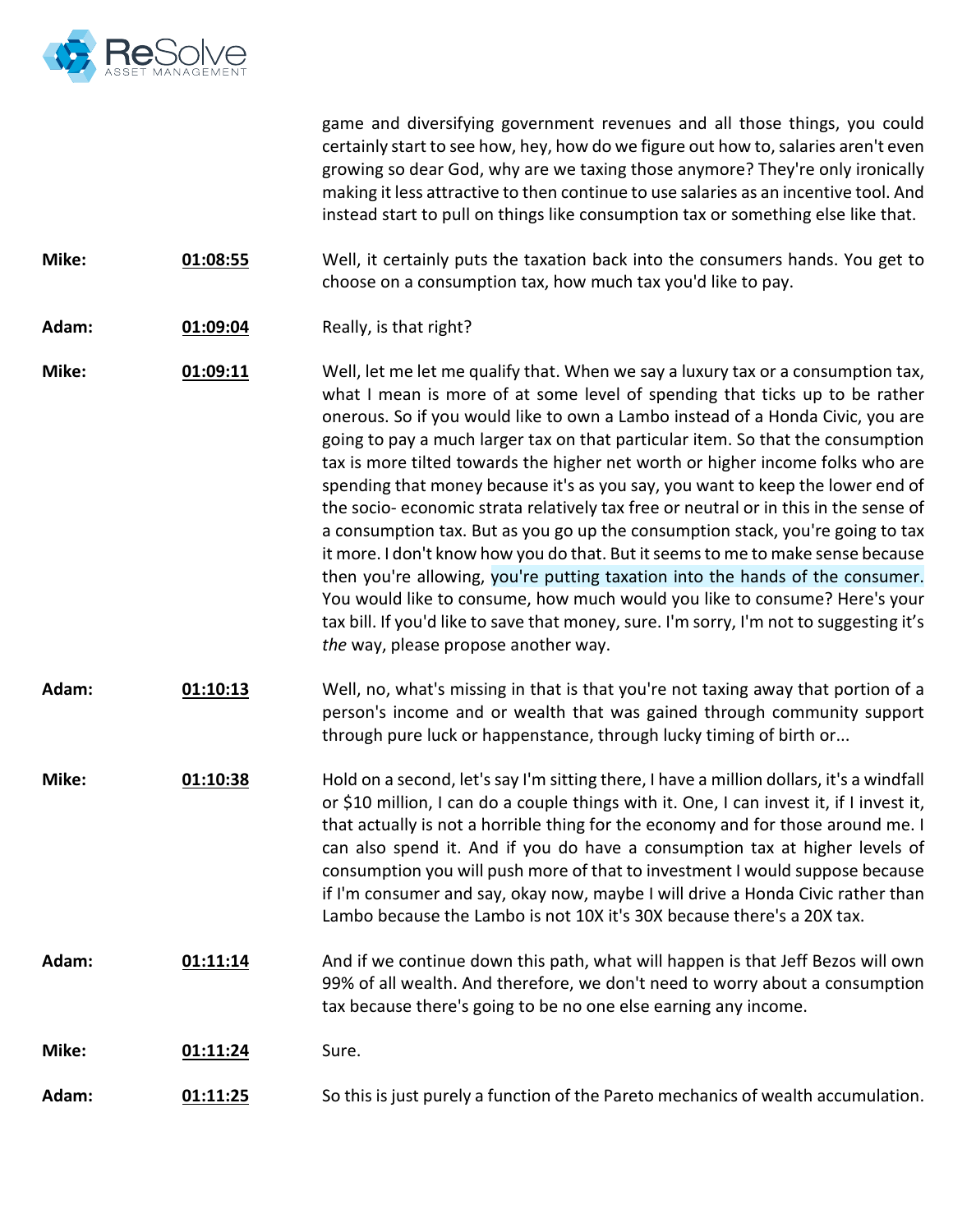game and diversifying government revenues and all those things, you could certainly start to see how, hey, how do we figure out how to, salaries aren't even growing so dear God, why are we taxing those anymore? They're only ironically making it less attractive to then continue to use salaries as an incentive tool. And instead start to pull on things like consumption tax or something else like that.

**Mike:** **01:08:55** Well, it certainly puts the taxation back into the consumers hands. You get to choose on a consumption tax, how much tax you'd like to pay.

**Adam:** **01:09:04** Really, is that right?

**Mike:** **01:09:11** Well, let me let me qualify that. When we say a luxury tax or a consumption tax, what I mean is more of at some level of spending that ticks up to be rather onerous. So if you would like to own a Lambo instead of a Honda Civic, you are going to pay a much larger tax on that particular item. So that the consumption tax is more tilted towards the higher net worth or higher income folks who are spending that money because it's as you say, you want to keep the lower end of the socio- economic strata relatively tax free or neutral or in this in the sense of a consumption tax. But as you go up the consumption stack, you're going to tax it more. I don't know how you do that. But it seems to me to make sense because then you're allowing, you're putting taxation into the hands of the consumer. You would like to consume, how much would you like to consume? Here's your tax bill. If you'd like to save that money, sure. I'm sorry, I'm not to suggesting it's *the* way, please propose another way.

**Adam:** **01:10:13** Well, no, what's missing in that is that you're not taxing away that portion of a person's income and or wealth that was gained through community support through pure luck or happenstance, through lucky timing of birth or...

**Mike:** **01:10:38** Hold on a second, let's say I'm sitting there, I have a million dollars, it's a windfall or $10 million, I can do a couple things with it. One, I can invest it, if I invest it, that actually is not a horrible thing for the economy and for those around me. I can also spend it. And if you do have a consumption tax at higher levels of consumption you will push more of that to investment I would suppose because if I'm consumer and say, okay now, maybe I will drive a Honda Civic rather than Lambo because the Lambo is not 10X it's 30X because there's a 20X tax.

**Adam:** **01:11:14** And if we continue down this path, what will happen is that Jeff Bezos will own 99% of all wealth. And therefore, we don't need to worry about a consumption tax because there's going to be no one else earning any income.

**Mike:** **01:11:24** Sure.

**Adam:** **01:11:25** So this is just purely a function of the Pareto mechanics of wealth accumulation.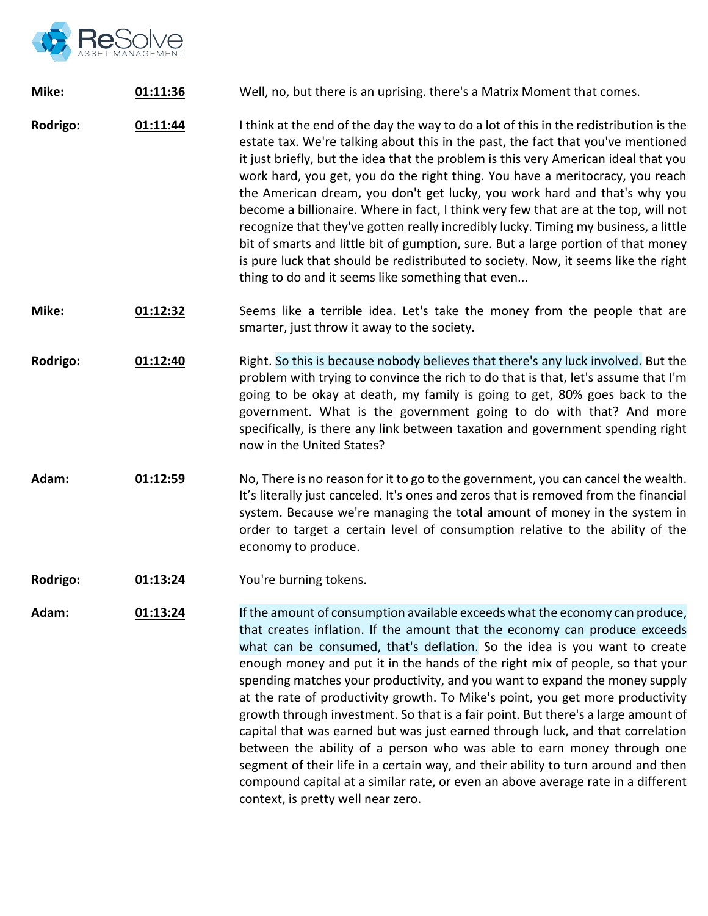**Mike:** **01:11:36** Well, no, but there is an uprising. there's a Matrix Moment that comes.

**Rodrigo:** **01:11:44** I think at the end of the day the way to do a lot of this in the redistribution is the estate tax. We're talking about this in the past, the fact that you've mentioned it just briefly, but the idea that the problem is this very American ideal that you work hard, you get, you do the right thing. You have a meritocracy, you reach the American dream, you don't get lucky, you work hard and that's why you become a billionaire. Where in fact, I think very few that are at the top, will not recognize that they've gotten really incredibly lucky. Timing my business, a little bit of smarts and little bit of gumption, sure. But a large portion of that money is pure luck that should be redistributed to society. Now, it seems like the right thing to do and it seems like something that even...

**Mike:** **01:12:32** Seems like a terrible idea. Let's take the money from the people that are smarter, just throw it away to the society.

**Rodrigo:** **01:12:40** Right. So this is because nobody believes that there's any luck involved. But the problem with trying to convince the rich to do that is that, let's assume that I'm going to be okay at death, my family is going to get, 80% goes back to the government. What is the government going to do with that? And more specifically, is there any link between taxation and government spending right now in the United States?

**Adam:** **01:12:59** No, There is no reason for it to go to the government, you can cancel the wealth. It's literally just canceled. It's ones and zeros that is removed from the financial system. Because we're managing the total amount of money in the system in order to target a certain level of consumption relative to the ability of the economy to produce.

**Rodrigo:** **01:13:24** You're burning tokens.

**Adam:** **01:13:24** If the amount of consumption available exceeds what the economy can produce, that creates inflation. If the amount that the economy can produce exceeds what can be consumed, that's deflation. So the idea is you want to create enough money and put it in the hands of the right mix of people, so that your spending matches your productivity, and you want to expand the money supply at the rate of productivity growth. To Mike's point, you get more productivity growth through investment. So that is a fair point. But there's a large amount of capital that was earned but was just earned through luck, and that correlation between the ability of a person who was able to earn money through one segment of their life in a certain way, and their ability to turn around and then compound capital at a similar rate, or even an above average rate in a different context, is pretty well near zero.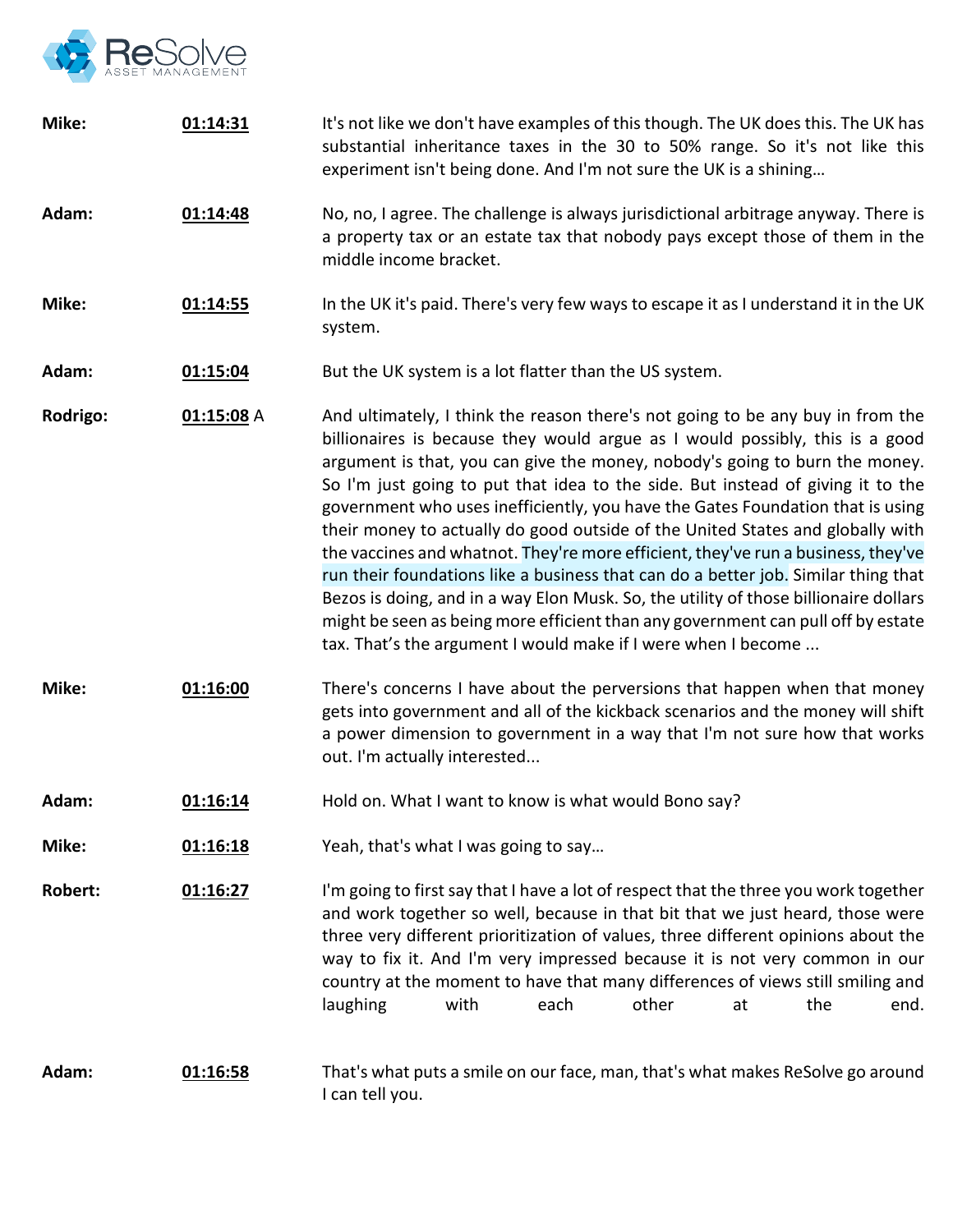**Mike:** **01:14:31** It's not like we don't have examples of this though. The UK does this. The UK has substantial inheritance taxes in the 30 to 50% range. So it's not like this experiment isn't being done. And I'm not sure the UK is a shining…

**Adam:** **01:14:48** No, no, I agree. The challenge is always jurisdictional arbitrage anyway. There is a property tax or an estate tax that nobody pays except those of them in the middle income bracket.

**Mike:** **01:14:55** In the UK it's paid. There's very few ways to escape it as I understand it in the UK system.

**Adam:** **01:15:04** But the UK system is a lot flatter than the US system.

**Rodrigo:** **01:15:08** A And ultimately, I think the reason there's not going to be any buy in from the billionaires is because they would argue as I would possibly, this is a good argument is that, you can give the money, nobody's going to burn the money. So I'm just going to put that idea to the side. But instead of giving it to the government who uses inefficiently, you have the Gates Foundation that is using their money to actually do good outside of the United States and globally with the vaccines and whatnot. They're more efficient, they've run a business, they've run their foundations like a business that can do a better job. Similar thing that Bezos is doing, and in a way Elon Musk. So, the utility of those billionaire dollars might be seen as being more efficient than any government can pull off by estate tax. That's the argument I would make if I were when I become ...

**Mike:** **01:16:00** There's concerns I have about the perversions that happen when that money gets into government and all of the kickback scenarios and the money will shift a power dimension to government in a way that I'm not sure how that works out. I'm actually interested...

**Adam:** **01:16:14** Hold on. What I want to know is what would Bono say?

**Mike:** **01:16:18** Yeah, that's what I was going to say…

**Robert:** **01:16:27** I'm going to first say that I have a lot of respect that the three you work together and work together so well, because in that bit that we just heard, those were three very different prioritization of values, three different opinions about the way to fix it. And I'm very impressed because it is not very common in our country at the moment to have that many differences of views still smiling and laughing with each other at the end.

**Adam:** **01:16:58** That's what puts a smile on our face, man, that's what makes ReSolve go around I can tell you.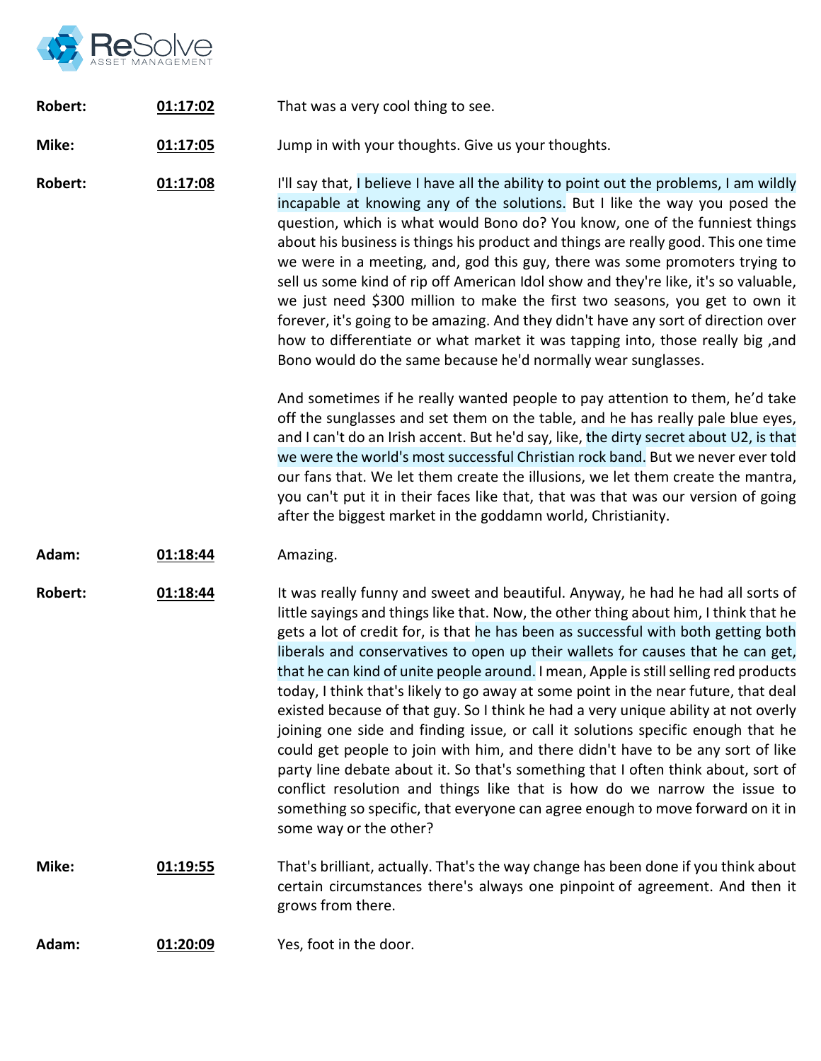| | | |
|---|---|---|
| **Robert:** | **01:17:02** | That was a very cool thing to see. |
| **Mike:** | **01:17:05** | Jump in with your thoughts. Give us your thoughts. |
| **Robert:** | **01:17:08** | I'll say that, I believe I have all the ability to point out the problems, I am wildly incapable at knowing any of the solutions. But I like the way you posed the question, which is what would Bono do? You know, one of the funniest things about his business is things his product and things are really good. This one time we were in a meeting, and, god this guy, there was some promoters trying to sell us some kind of rip off American Idol show and they're like, it's so valuable, we just need $300 million to make the first two seasons, you get to own it forever, it's going to be amazing. And they didn't have any sort of direction over how to differentiate or what market it was tapping into, those really big ,and Bono would do the same because he'd normally wear sunglasses.<br><br>And sometimes if he really wanted people to pay attention to them, he'd take off the sunglasses and set them on the table, and he has really pale blue eyes, and I can't do an Irish accent. But he'd say, like, the dirty secret about U2, is that we were the world's most successful Christian rock band. But we never ever told our fans that. We let them create the illusions, we let them create the mantra, you can't put it in their faces like that, that was that was our version of going after the biggest market in the goddamn world, Christianity. |
| **Adam:** | **01:18:44** | Amazing. |
| **Robert:** | **01:18:44** | It was really funny and sweet and beautiful. Anyway, he had he had all sorts of little sayings and things like that. Now, the other thing about him, I think that he gets a lot of credit for, is that he has been as successful with both getting both liberals and conservatives to open up their wallets for causes that he can get, that he can kind of unite people around. I mean, Apple is still selling red products today, I think that's likely to go away at some point in the near future, that deal existed because of that guy. So I think he had a very unique ability at not overly joining one side and finding issue, or call it solutions specific enough that he could get people to join with him, and there didn't have to be any sort of like party line debate about it. So that's something that I often think about, sort of conflict resolution and things like that is how do we narrow the issue to something so specific, that everyone can agree enough to move forward on it in some way or the other? |
| **Mike:** | **01:19:55** | That's brilliant, actually. That's the way change has been done if you think about certain circumstances there's always one pinpoint of agreement. And then it grows from there. |
| **Adam:** | **01:20:09** | Yes, foot in the door. |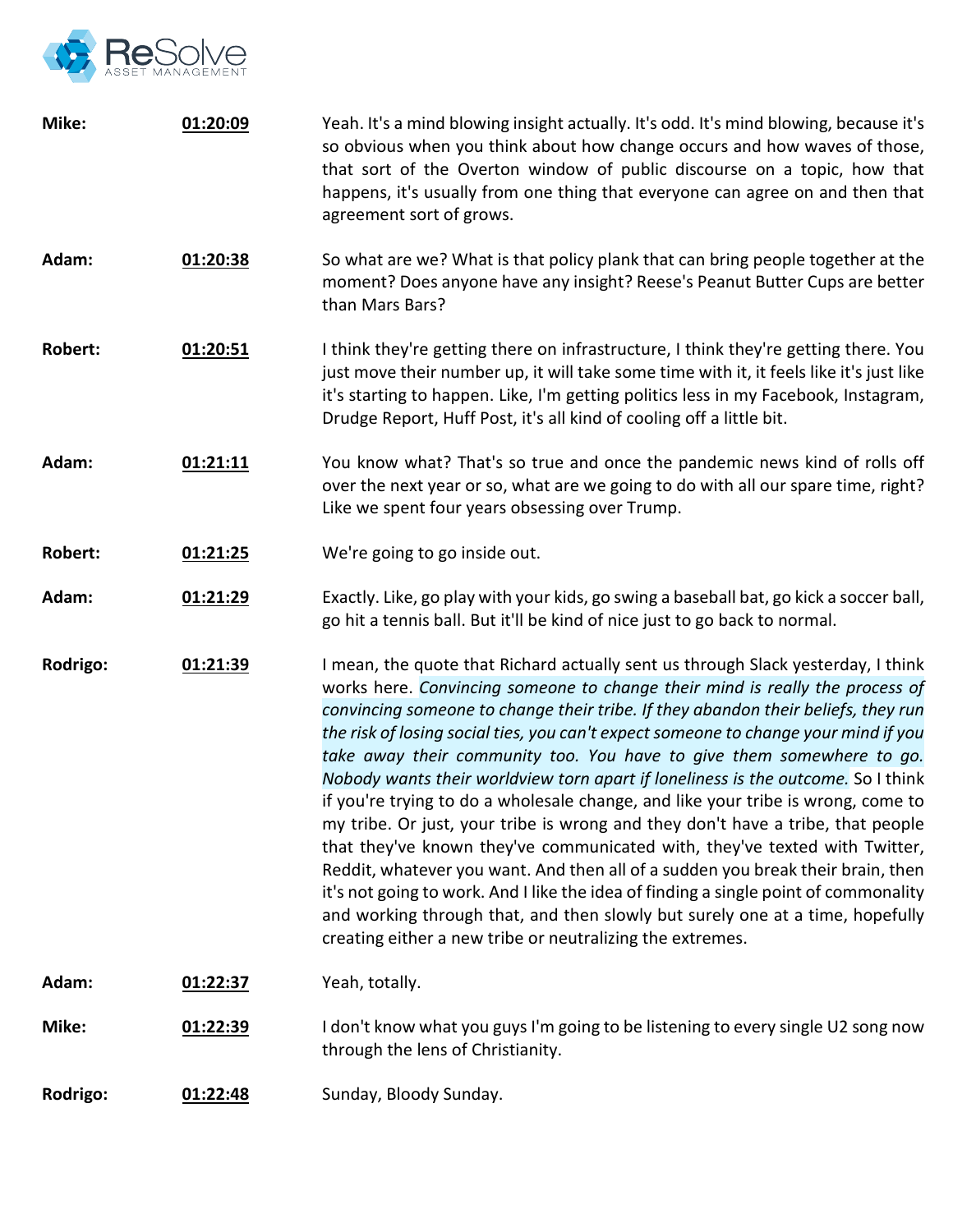| | | |
|---|---|---|
| **Mike:** | **01:20:09** | Yeah. It's a mind blowing insight actually. It's odd. It's mind blowing, because it's so obvious when you think about how change occurs and how waves of those, that sort of the Overton window of public discourse on a topic, how that happens, it's usually from one thing that everyone can agree on and then that agreement sort of grows. |
| **Adam:** | **01:20:38** | So what are we? What is that policy plank that can bring people together at the moment? Does anyone have any insight? Reese's Peanut Butter Cups are better than Mars Bars? |
| **Robert:** | **01:20:51** | I think they're getting there on infrastructure, I think they're getting there. You just move their number up, it will take some time with it, it feels like it's just like it's starting to happen. Like, I'm getting politics less in my Facebook, Instagram, Drudge Report, Huff Post, it's all kind of cooling off a little bit. |
| **Adam:** | **01:21:11** | You know what? That's so true and once the pandemic news kind of rolls off over the next year or so, what are we going to do with all our spare time, right? Like we spent four years obsessing over Trump. |
| **Robert:** | **01:21:25** | We're going to go inside out. |
| **Adam:** | **01:21:29** | Exactly. Like, go play with your kids, go swing a baseball bat, go kick a soccer ball, go hit a tennis ball. But it'll be kind of nice just to go back to normal. |
| **Rodrigo:** | **01:21:39** | I mean, the quote that Richard actually sent us through Slack yesterday, I think works here. *Convincing someone to change their mind is really the process of convincing someone to change their tribe. If they abandon their beliefs, they run the risk of losing social ties, you can't expect someone to change your mind if you take away their community too. You have to give them somewhere to go. Nobody wants their worldview torn apart if loneliness is the outcome.* So I think if you're trying to do a wholesale change, and like your tribe is wrong, come to my tribe. Or just, your tribe is wrong and they don't have a tribe, that people that they've known they've communicated with, they've texted with Twitter, Reddit, whatever you want. And then all of a sudden you break their brain, then it's not going to work. And I like the idea of finding a single point of commonality and working through that, and then slowly but surely one at a time, hopefully creating either a new tribe or neutralizing the extremes. |
| **Adam:** | **01:22:37** | Yeah, totally. |
| **Mike:** | **01:22:39** | I don't know what you guys I'm going to be listening to every single U2 song now through the lens of Christianity. |
| **Rodrigo:** | **01:22:48** | Sunday, Bloody Sunday. |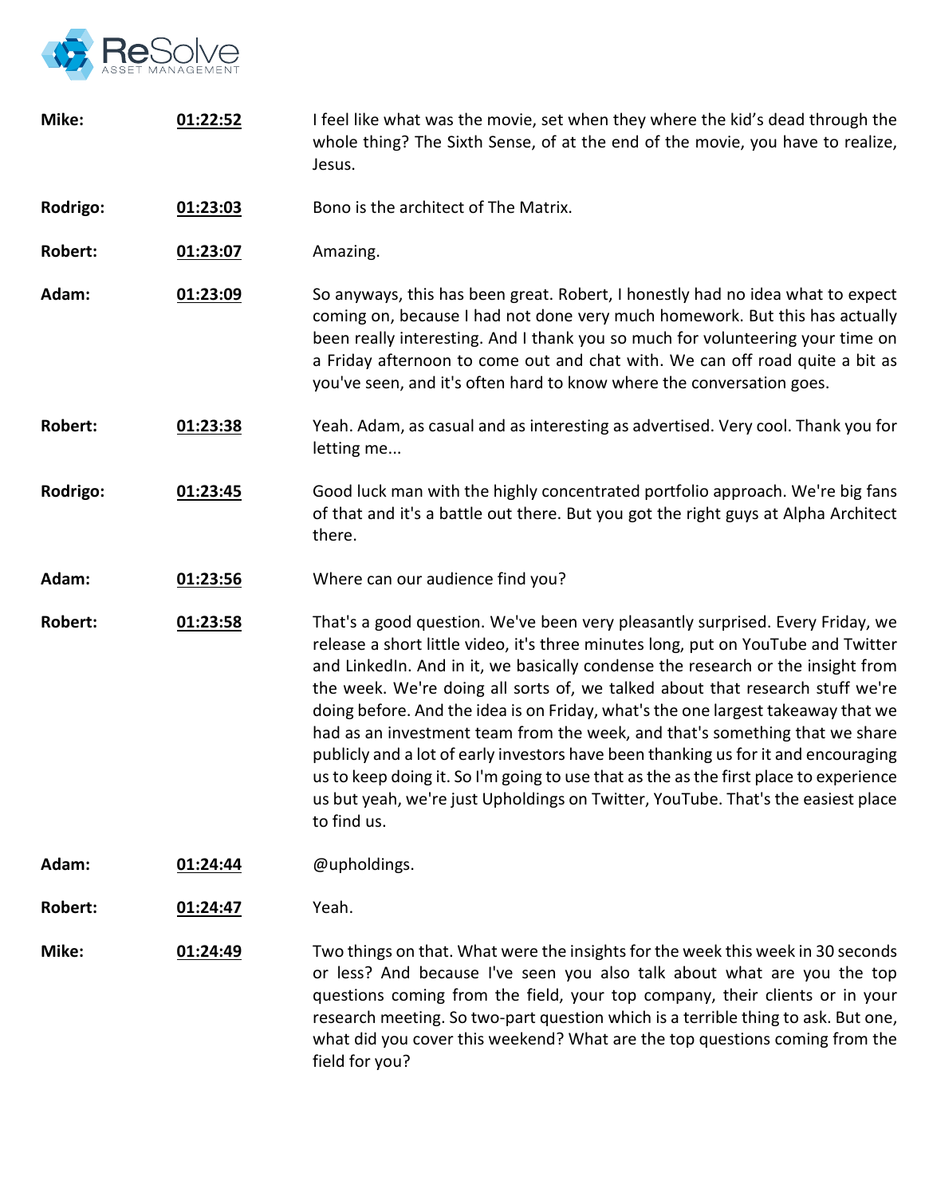| | | |
|---|---|---|
| **Mike:** | **01:22:52** | I feel like what was the movie, set when they where the kid's dead through the whole thing? The Sixth Sense, of at the end of the movie, you have to realize, Jesus. |
| **Rodrigo:** | **01:23:03** | Bono is the architect of The Matrix. |
| **Robert:** | **01:23:07** | Amazing. |
| **Adam:** | **01:23:09** | So anyways, this has been great. Robert, I honestly had no idea what to expect coming on, because I had not done very much homework. But this has actually been really interesting. And I thank you so much for volunteering your time on a Friday afternoon to come out and chat with. We can off road quite a bit as you've seen, and it's often hard to know where the conversation goes. |
| **Robert:** | **01:23:38** | Yeah. Adam, as casual and as interesting as advertised. Very cool. Thank you for letting me... |
| **Rodrigo:** | **01:23:45** | Good luck man with the highly concentrated portfolio approach. We're big fans of that and it's a battle out there. But you got the right guys at Alpha Architect there. |
| **Adam:** | **01:23:56** | Where can our audience find you? |
| **Robert:** | **01:23:58** | That's a good question. We've been very pleasantly surprised. Every Friday, we release a short little video, it's three minutes long, put on YouTube and Twitter and LinkedIn. And in it, we basically condense the research or the insight from the week. We're doing all sorts of, we talked about that research stuff we're doing before. And the idea is on Friday, what's the one largest takeaway that we had as an investment team from the week, and that's something that we share publicly and a lot of early investors have been thanking us for it and encouraging us to keep doing it. So I'm going to use that as the as the first place to experience us but yeah, we're just Upholdings on Twitter, YouTube. That's the easiest place to find us. |
| **Adam:** | **01:24:44** | @upholdings. |
| **Robert:** | **01:24:47** | Yeah. |
| **Mike:** | **01:24:49** | Two things on that. What were the insights for the week this week in 30 seconds or less? And because I've seen you also talk about what are you the top questions coming from the field, your top company, their clients or in your research meeting. So two-part question which is a terrible thing to ask. But one, what did you cover this weekend? What are the top questions coming from the field for you? |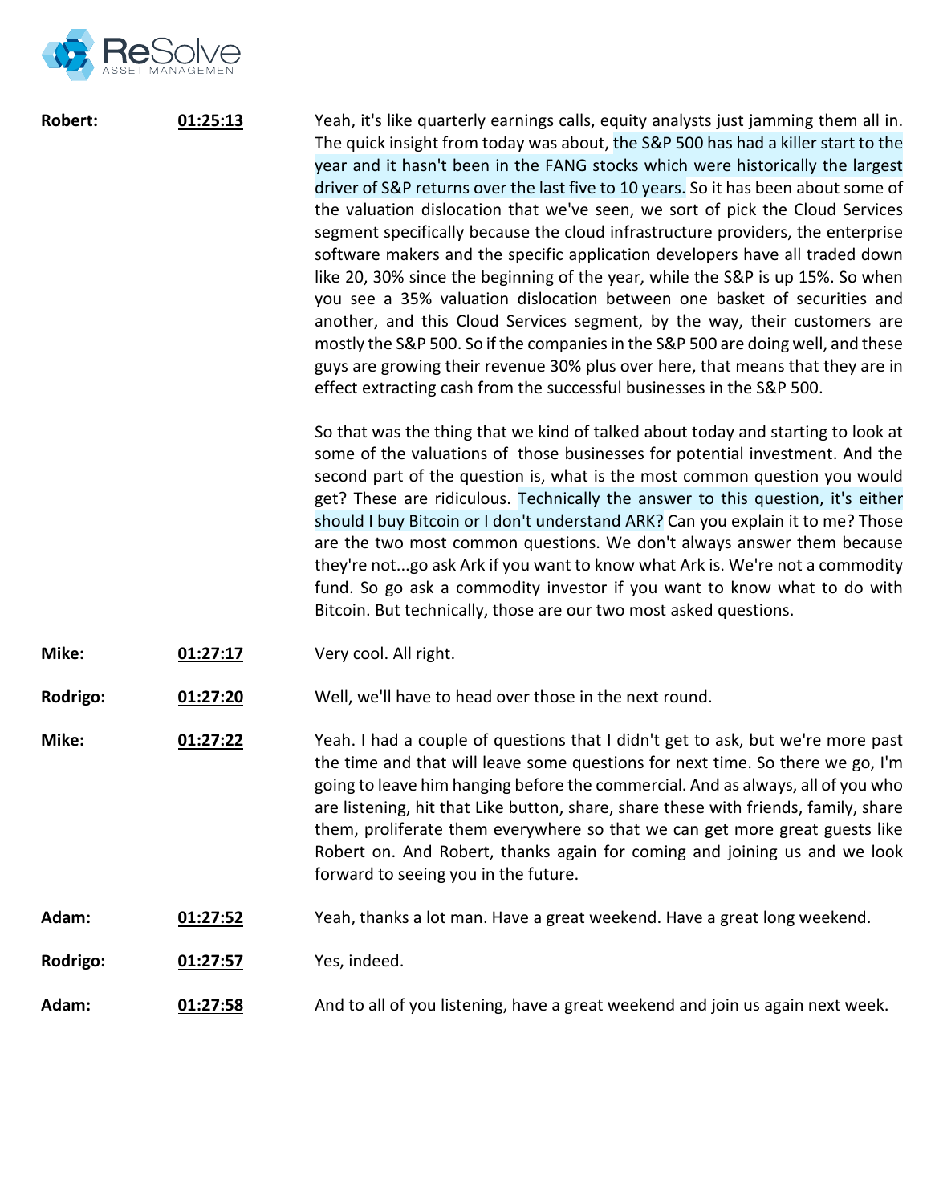**Robert:** **01:25:13** Yeah, it's like quarterly earnings calls, equity analysts just jamming them all in. The quick insight from today was about, the S&P 500 has had a killer start to the year and it hasn't been in the FANG stocks which were historically the largest driver of S&P returns over the last five to 10 years. So it has been about some of the valuation dislocation that we've seen, we sort of pick the Cloud Services segment specifically because the cloud infrastructure providers, the enterprise software makers and the specific application developers have all traded down like 20, 30% since the beginning of the year, while the S&P is up 15%. So when you see a 35% valuation dislocation between one basket of securities and another, and this Cloud Services segment, by the way, their customers are mostly the S&P 500. So if the companies in the S&P 500 are doing well, and these guys are growing their revenue 30% plus over here, that means that they are in effect extracting cash from the successful businesses in the S&P 500.

So that was the thing that we kind of talked about today and starting to look at some of the valuations of those businesses for potential investment. And the second part of the question is, what is the most common question you would get? These are ridiculous. Technically the answer to this question, it's either should I buy Bitcoin or I don't understand ARK? Can you explain it to me? Those are the two most common questions. We don't always answer them because they're not...go ask Ark if you want to know what Ark is. We're not a commodity fund. So go ask a commodity investor if you want to know what to do with Bitcoin. But technically, those are our two most asked questions.

**Mike:** **01:27:17** Very cool. All right.

**Rodrigo:** **01:27:20** Well, we'll have to head over those in the next round.

**Mike:** **01:27:22** Yeah. I had a couple of questions that I didn't get to ask, but we're more past the time and that will leave some questions for next time. So there we go, I'm going to leave him hanging before the commercial. And as always, all of you who are listening, hit that Like button, share, share these with friends, family, share them, proliferate them everywhere so that we can get more great guests like Robert on. And Robert, thanks again for coming and joining us and we look forward to seeing you in the future.

**Adam:** **01:27:52** Yeah, thanks a lot man. Have a great weekend. Have a great long weekend.

**Rodrigo:** **01:27:57** Yes, indeed.

**Adam:** **01:27:58** And to all of you listening, have a great weekend and join us again next week.